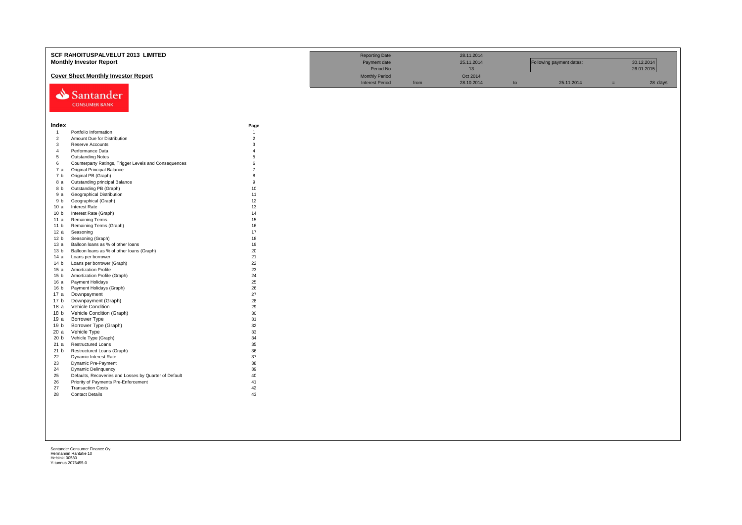# SCF RAHOITUSPALVELUT 2013 LIMITED

## Monthly Investor Report

### Cover Sheet Monthly Investor Report

| | | | | | | | |
|---|---|---|---|---|---|---|---|
| Reporting Date | | 28.11.2014 | | | | | |
| Payment date | | 25.11.2014 | | Following payment dates: | | 30.12.2014 | |
| Period No | | 13 | | | | 26.01.2015 | |
| Monthly Period | | Oct 2014 | | | | | |
| Interest Period | from | 28.10.2014 | to | 25.11.2014 | = | 28 days | |

Santander CONSUMER BANK

| Index | | Page |
|---|---|---|
| 1 | Portfolio Information | 1 |
| 2 | Amount Due for Distribution | 2 |
| 3 | Reserve Accounts | 3 |
| 4 | Performance Data | 4 |
| 5 | Outstanding Notes | 5 |
| 6 | Counterparty Ratings, Trigger Levels and Consequences | 6 |
| 7 a | Original Principal Balance | 7 |
| 7 b | Original PB (Graph) | 8 |
| 8 a | Outstanding principal Balance | 9 |
| 8 b | Outstanding PB (Graph) | 10 |
| 9 a | Geographical Distribution | 11 |
| 9 b | Geographical (Graph) | 12 |
| 10 a | Interest Rate | 13 |
| 10 b | Interest Rate (Graph) | 14 |
| 11 a | Remaining Terms | 15 |
| 11 b | Remaining Terms (Graph) | 16 |
| 12 a | Seasoning | 17 |
| 12 b | Seasoning (Graph) | 18 |
| 13 a | Balloon loans as % of other loans | 19 |
| 13 b | Balloon loans as % of other loans (Graph) | 20 |
| 14 a | Loans per borrower | 21 |
| 14 b | Loans per borrower (Graph) | 22 |
| 15 a | Amortization Profile | 23 |
| 15 b | Amortization Profile (Graph) | 24 |
| 16 a | Payment Holidays | 25 |
| 16 b | Payment Holidays (Graph) | 26 |
| 17 a | Downpayment | 27 |
| 17 b | Downpayment (Graph) | 28 |
| 18 a | Vehicle Condition | 29 |
| 18 b | Vehicle Condition (Graph) | 30 |
| 19 a | Borrower Type | 31 |
| 19 b | Borrower Type (Graph) | 32 |
| 20 a | Vehicle Type | 33 |
| 20 b | Vehicle Type (Graph) | 34 |
| 21 a | Restructured Loans | 35 |
| 21 b | Restructured Loans (Graph) | 36 |
| 22 | Dynamic Interest Rate | 37 |
| 23 | Dynamic Pre-Payment | 38 |
| 24 | Dynamic Delinquency | 39 |
| 25 | Defaults, Recoveries and Losses by Quarter of Default | 40 |
| 26 | Priority of Payments Pre-Enforcement | 41 |
| 27 | Transaction Costs | 42 |
| 28 | Contact Details | 43 |

Santander Consumer Finance Oy
Hermannin Rantatie 10
Helsinki 00580
Y-tunnus 2076455-0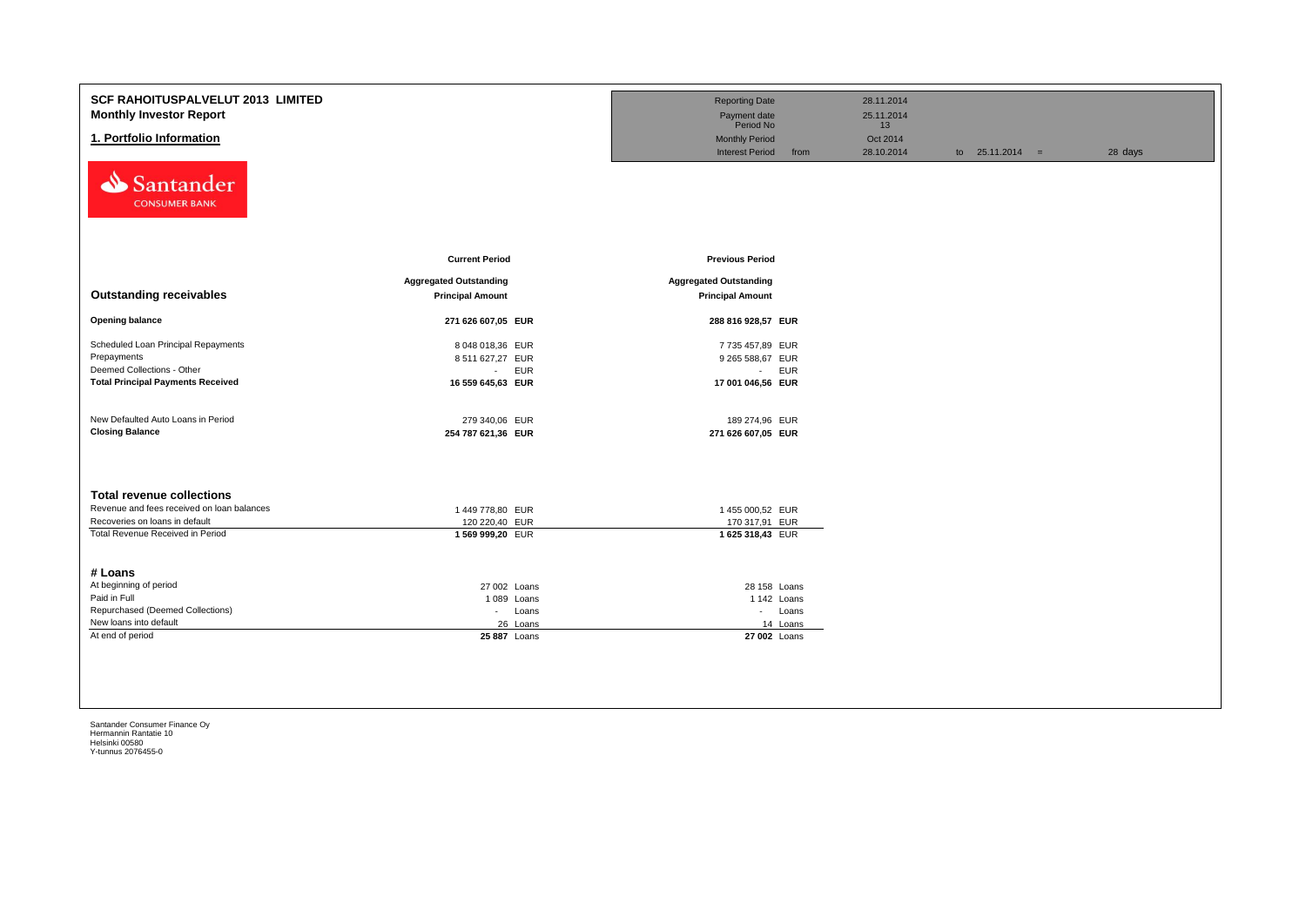# SCF RAHOITUSPALVELUT 2013 LIMITED

## Monthly Investor Report

## 1. Portfolio Information

| | | | |
|---|---|---|---|
| Reporting Date | 28.11.2014 | | |
| Payment date | 25.11.2014 | | |
| Period No | 13 | | |
| Monthly Period | Oct 2014 | | |
| Interest Period from | 28.10.2014 | to 25.11.2014 = | 28 days |

Santander CONSUMER BANK

| | Current Period | | Previous Period | |
|---|---|---|---|---|
| **Outstanding receivables** | **Aggregated Outstanding Principal Amount** | | **Aggregated Outstanding Principal Amount** | |
| **Opening balance** | **271 626 607,05** | **EUR** | **288 816 928,57** | **EUR** |
| Scheduled Loan Principal Repayments | 8 048 018,36 | EUR | 7 735 457,89 | EUR |
| Prepayments | 8 511 627,27 | EUR | 9 265 588,67 | EUR |
| Deemed Collections - Other | - | EUR | - | EUR |
| **Total Principal Payments Received** | **16 559 645,63** | **EUR** | **17 001 046,56** | **EUR** |
| New Defaulted Auto Loans in Period | 279 340,06 | EUR | 189 274,96 | EUR |
| **Closing Balance** | **254 787 621,36** | **EUR** | **271 626 607,05** | **EUR** |

| **Total revenue collections** | | | | |
|---|---|---|---|---|
| Revenue and fees received on loan balances | 1 449 778,80 | EUR | 1 455 000,52 | EUR |
| Recoveries on loans in default | 120 220,40 | EUR | 170 317,91 | EUR |
| Total Revenue Received in Period | **1 569 999,20** | EUR | **1 625 318,43** | EUR |

| **# Loans** | | | | |
|---|---|---|---|---|
| At beginning of period | 27 002 | Loans | 28 158 | Loans |
| Paid in Full | 1 089 | Loans | 1 142 | Loans |
| Repurchased (Deemed Collections) | - | Loans | - | Loans |
| New loans into default | 26 | Loans | 14 | Loans |
| At end of period | **25 887** | Loans | **27 002** | Loans |

Santander Consumer Finance Oy
Hermannin Rantatie 10
Helsinki 00580
Y-tunnus 2076455-0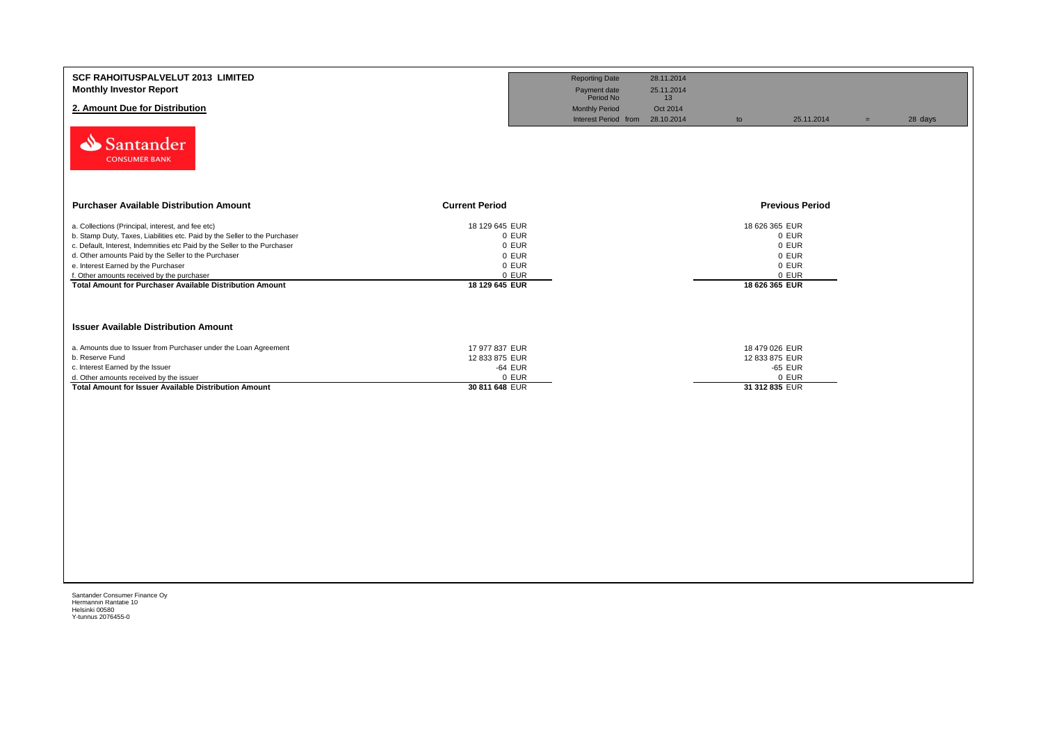# SCF RAHOITUSPALVELUT 2013 LIMITED

**Monthly Investor Report**

## 2. Amount Due for Distribution

| | | | | | |
|---|---|---|---|---|---|
| Reporting Date | 28.11.2014 | | | | |
| Payment date | 25.11.2014 | | | | |
| Period No | 13 | | | | |
| Monthly Period | Oct 2014 | | | | |
| Interest Period from | 28.10.2014 | to | 25.11.2014 | = | 28 days |

| Purchaser Available Distribution Amount | Current Period | Previous Period |
|---|---|---|
| a. Collections (Principal, interest, and fee etc) | 18 129 645 EUR | 18 626 365 EUR |
| b. Stamp Duty, Taxes, Liabilities etc. Paid by the Seller to the Purchaser | 0 EUR | 0 EUR |
| c. Default, Interest, Indemnities etc Paid by the Seller to the Purchaser | 0 EUR | 0 EUR |
| d. Other amounts Paid by the Seller to the Purchaser | 0 EUR | 0 EUR |
| e. Interest Earned by the Purchaser | 0 EUR | 0 EUR |
| f. Other amounts received by the purchaser | 0 EUR | 0 EUR |
| **Total Amount for Purchaser Available Distribution Amount** | **18 129 645 EUR** | **18 626 365 EUR** |

| Issuer Available Distribution Amount | Current Period | Previous Period |
|---|---|---|
| a. Amounts due to Issuer from Purchaser under the Loan Agreement | 17 977 837 EUR | 18 479 026 EUR |
| b. Reserve Fund | 12 833 875 EUR | 12 833 875 EUR |
| c. Interest Earned by the Issuer | -64 EUR | -65 EUR |
| d. Other amounts received by the issuer | 0 EUR | 0 EUR |
| **Total Amount for Issuer Available Distribution Amount** | **30 811 648 EUR** | **31 312 835 EUR** |

Santander Consumer Finance Oy
Hermannin Rantatie 10
Helsinki 00580
Y-tunnus 2076455-0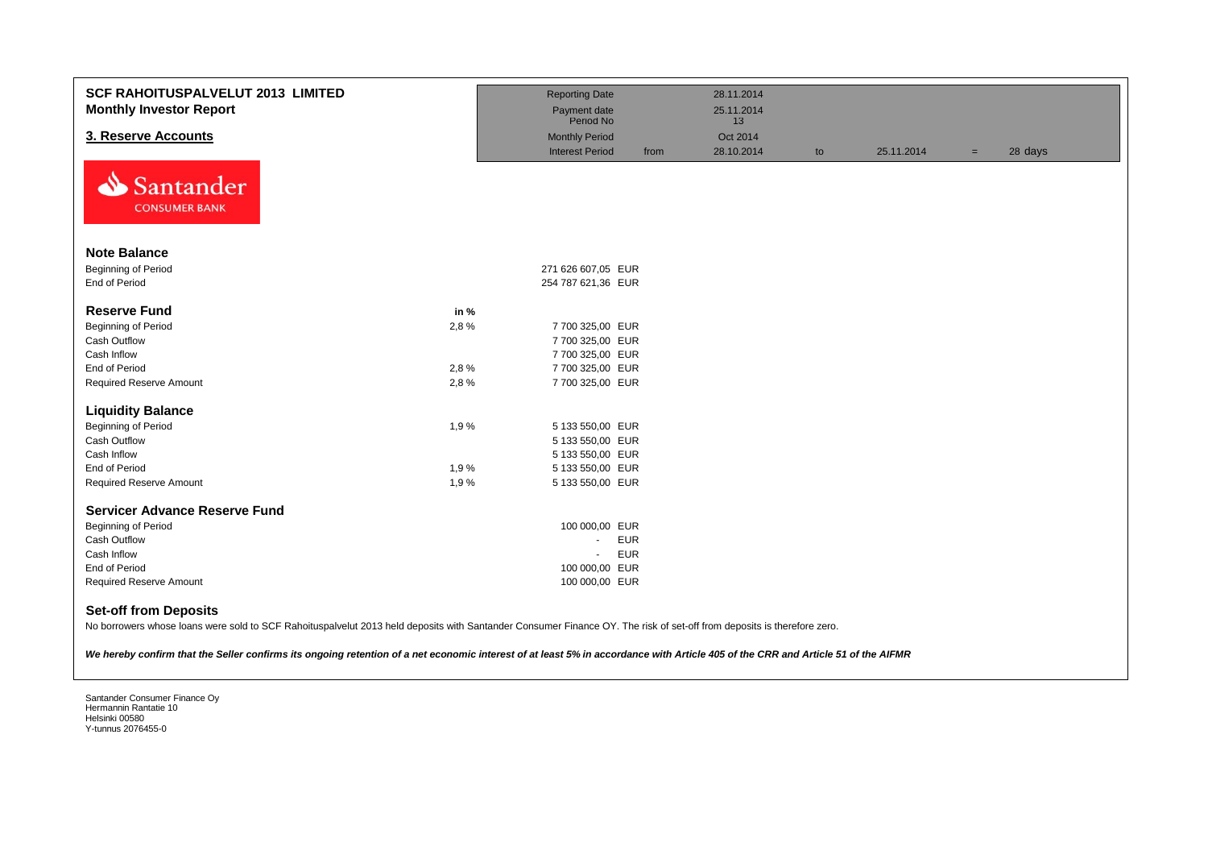# SCF RAHOITUSPALVELUT 2013 LIMITED

**Monthly Investor Report**

## 3. Reserve Accounts

| | | | | | | | |
|---|---|---|---|---|---|---|---|
| Reporting Date | | 28.11.2014 | | | | | |
| Payment date | | 25.11.2014 | | | | | |
| Period No | | 13 | | | | | |
| Monthly Period | | Oct 2014 | | | | | |
| Interest Period | from | 28.10.2014 | to | 25.11.2014 | = | 28 days | |

Santander CONSUMER BANK

### Note Balance

| | | |
|---|---|---|
| Beginning of Period | | 271 626 607,05 EUR |
| End of Period | | 254 787 621,36 EUR |

### Reserve Fund

| | in % | |
|---|---|---|
| Beginning of Period | 2,8 % | 7 700 325,00 EUR |
| Cash Outflow | | 7 700 325,00 EUR |
| Cash Inflow | | 7 700 325,00 EUR |
| End of Period | 2,8 % | 7 700 325,00 EUR |
| Required Reserve Amount | 2,8 % | 7 700 325,00 EUR |

### Liquidity Balance

| | | |
|---|---|---|
| Beginning of Period | 1,9 % | 5 133 550,00 EUR |
| Cash Outflow | | 5 133 550,00 EUR |
| Cash Inflow | | 5 133 550,00 EUR |
| End of Period | 1,9 % | 5 133 550,00 EUR |
| Required Reserve Amount | 1,9 % | 5 133 550,00 EUR |

### Servicer Advance Reserve Fund

| | |
|---|---|
| Beginning of Period | 100 000,00 EUR |
| Cash Outflow | - EUR |
| Cash Inflow | - EUR |
| End of Period | 100 000,00 EUR |
| Required Reserve Amount | 100 000,00 EUR |

### Set-off from Deposits

No borrowers whose loans were sold to SCF Rahoituspalvelut 2013 held deposits with Santander Consumer Finance OY. The risk of set-off from deposits is therefore zero.

***We hereby confirm that the Seller confirms its ongoing retention of a net economic interest of at least 5% in accordance with Article 405 of the CRR and Article 51 of the AIFMR***

Santander Consumer Finance Oy
Hermannin Rantatie 10
Helsinki 00580
Y-tunnus 2076455-0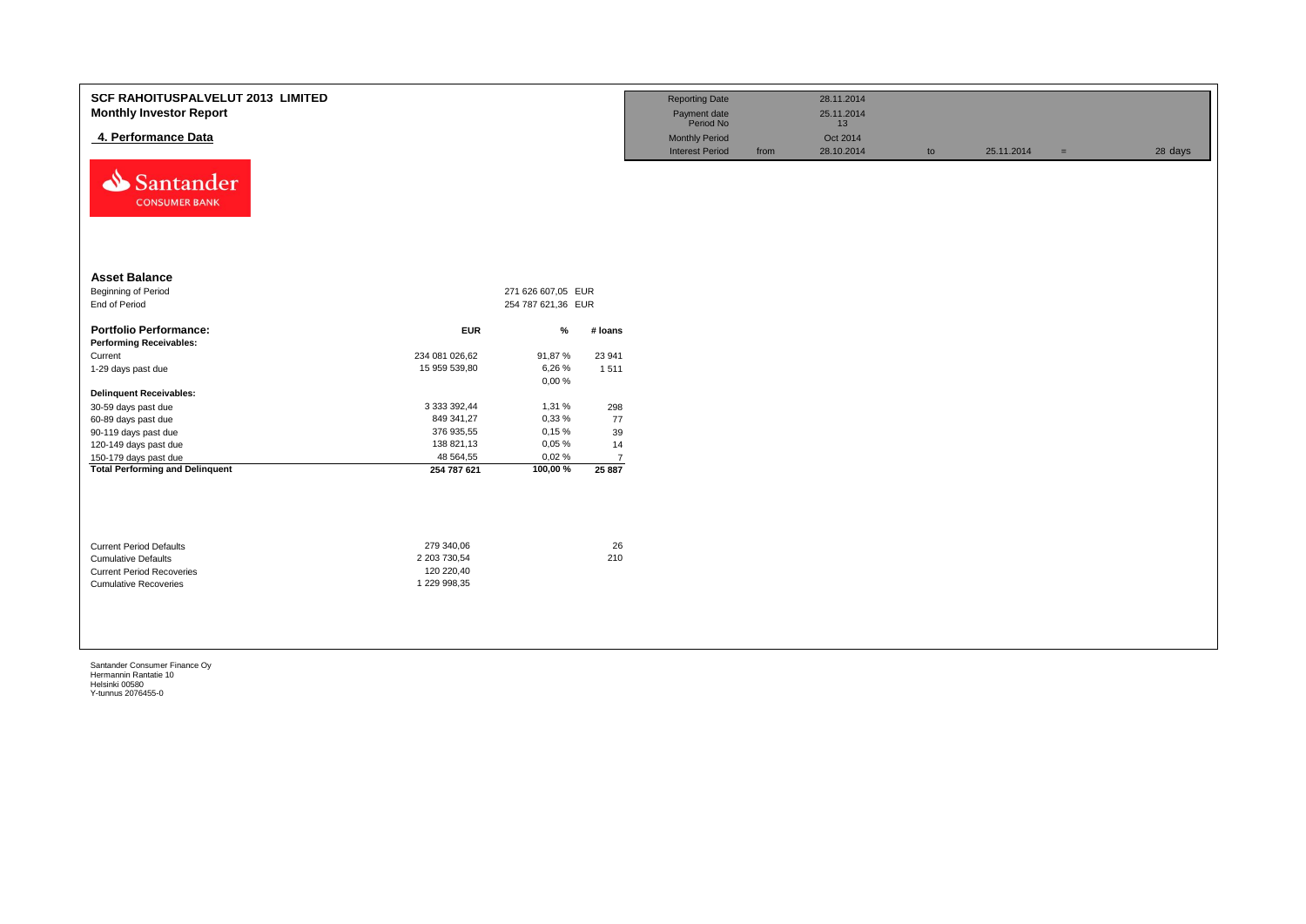# SCF RAHOITUSPALVELUT 2013 LIMITED
## Monthly Investor Report

### 4. Performance Data

| | | | | | | |
|---|---|---|---|---|---|---|
| Reporting Date | | 28.11.2014 | | | | |
| Payment date | | 25.11.2014 | | | | |
| Period No | | 13 | | | | |
| Monthly Period | | Oct 2014 | | | | |
| Interest Period | from | 28.10.2014 | to | 25.11.2014 | = | 28 days |

Santander CONSUMER BANK

**Asset Balance**

| | | |
|---|---|---|
| Beginning of Period | 271 626 607,05 | EUR |
| End of Period | 254 787 621,36 | EUR |

| **Portfolio Performance:** | **EUR** | **%** | **# loans** |
|---|---|---|---|
| **Performing Receivables:** | | | |
| Current | 234 081 026,62 | 91,87 % | 23 941 |
| 1-29 days past due | 15 959 539,80 | 6,26 % | 1 511 |
| | | 0,00 % | |
| **Delinquent Receivables:** | | | |
| 30-59 days past due | 3 333 392,44 | 1,31 % | 298 |
| 60-89 days past due | 849 341,27 | 0,33 % | 77 |
| 90-119 days past due | 376 935,55 | 0,15 % | 39 |
| 120-149 days past due | 138 821,13 | 0,05 % | 14 |
| 150-179 days past due | 48 564,55 | 0,02 % | 7 |
| **Total Performing and Delinquent** | **254 787 621** | **100,00 %** | **25 887** |

| | | |
|---|---|---|
| Current Period Defaults | 279 340,06 | 26 |
| Cumulative Defaults | 2 203 730,54 | 210 |
| Current Period Recoveries | 120 220,40 | |
| Cumulative Recoveries | 1 229 998,35 | |

Santander Consumer Finance Oy
Hermannin Rantatie 10
Helsinki 00580
Y-tunnus 2076455-0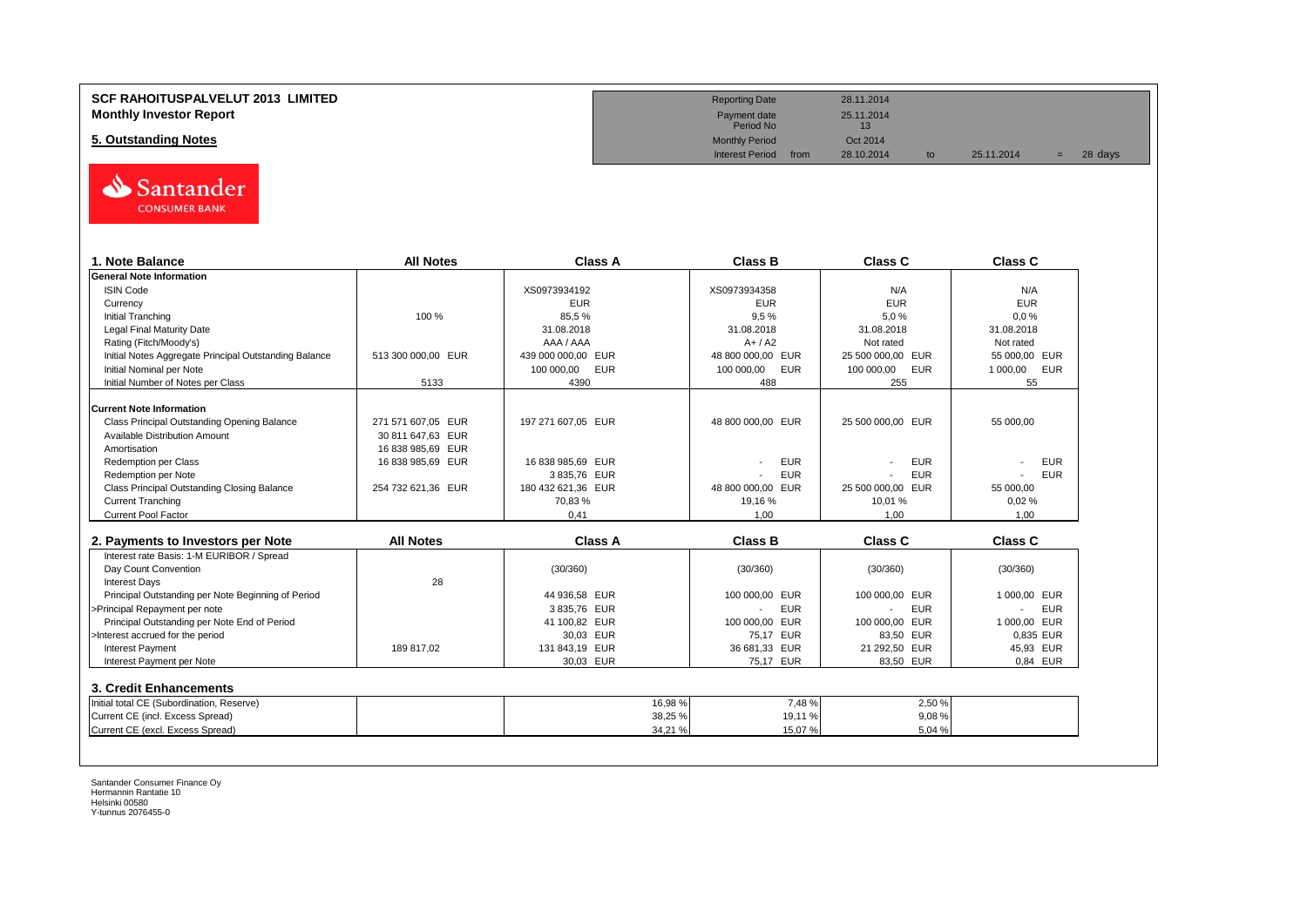**SCF RAHOITUSPALVELUT 2013 LIMITED**
**Monthly Investor Report**

## 5. Outstanding Notes

| | | | | | |
|---|---|---|---|---|---|
| Reporting Date | | 28.11.2014 | | | |
| Payment date | | 25.11.2014 | | | |
| Period No | | 13 | | | |
| Monthly Period | | Oct 2014 | | | |
| Interest Period | from | 28.10.2014 | to | 25.11.2014 | = 28 days |

| 1. Note Balance | All Notes | Class A | Class B | Class C | Class C |
|---|---|---|---|---|---|
| **General Note Information** | | | | | |
| ISIN Code | | XS0973934192 | XS0973934358 | N/A | N/A |
| Currency | | EUR | EUR | EUR | EUR |
| Initial Tranching | 100 % | 85,5 % | 9,5 % | 5,0 % | 0,0 % |
| Legal Final Maturity Date | | 31.08.2018 | 31.08.2018 | 31.08.2018 | 31.08.2018 |
| Rating (Fitch/Moody's) | | AAA / AAA | A+ / A2 | Not rated | Not rated |
| Initial Notes Aggregate Principal Outstanding Balance | 513 300 000,00 EUR | 439 000 000,00 EUR | 48 800 000,00 EUR | 25 500 000,00 EUR | 55 000,00 EUR |
| Initial Nominal per Note | | 100 000,00 EUR | 100 000,00 EUR | 100 000,00 EUR | 1 000,00 EUR |
| Initial Number of Notes per Class | 5133 | 4390 | 488 | 255 | 55 |
| **Current Note Information** | | | | | |
| Class Principal Outstanding Opening Balance | 271 571 607,05 EUR | 197 271 607,05 EUR | 48 800 000,00 EUR | 25 500 000,00 EUR | 55 000,00 |
| Available Distribution Amount | 30 811 647,63 EUR | | | | |
| Amortisation | 16 838 985,69 EUR | | | | |
| Redemption per Class | 16 838 985,69 EUR | 16 838 985,69 EUR | - EUR | - EUR | - EUR |
| Redemption per Note | | 3 835,76 EUR | - EUR | - EUR | - EUR |
| Class Principal Outstanding Closing Balance | 254 732 621,36 EUR | 180 432 621,36 EUR | 48 800 000,00 EUR | 25 500 000,00 EUR | 55 000,00 |
| Current Tranching | | 70,83 % | 19,16 % | 10,01 % | 0,02 % |
| Current Pool Factor | | 0,41 | 1,00 | 1,00 | 1,00 |

| 2. Payments to Investors per Note | All Notes | Class A | Class B | Class C | Class C |
|---|---|---|---|---|---|
| Interest rate Basis: 1-M EURIBOR / Spread | | | | | |
| Day Count Convention | | (30/360) | (30/360) | (30/360) | (30/360) |
| Interest Days | 28 | | | | |
| Principal Outstanding per Note Beginning of Period | | 44 936,58 EUR | 100 000,00 EUR | 100 000,00 EUR | 1 000,00 EUR |
| >Principal Repayment per note | | 3 835,76 EUR | - EUR | - EUR | - EUR |
| Principal Outstanding per Note End of Period | | 41 100,82 EUR | 100 000,00 EUR | 100 000,00 EUR | 1 000,00 EUR |
| >Interest accrued for the period | | 30,03 EUR | 75,17 EUR | 83,50 EUR | 0,835 EUR |
| Interest Payment | 189 817,02 | 131 843,19 EUR | 36 681,33 EUR | 21 292,50 EUR | 45,93 EUR |
| Interest Payment per Note | | 30,03 EUR | 75,17 EUR | 83,50 EUR | 0,84 EUR |

| 3. Credit Enhancements | All Notes | Class A | Class B | Class C | Class C |
|---|---|---|---|---|---|
| Initial total CE (Subordination, Reserve) | | 16,98 % | 7,48 % | 2,50 % | |
| Current CE (incl. Excess Spread) | | 38,25 % | 19,11 % | 9,08 % | |
| Current CE (excl. Excess Spread) | | 34,21 % | 15,07 % | 5,04 % | |

Santander Consumer Finance Oy
Hermannin Rantatie 10
Helsinki 00580
Y-tunnus 2076455-0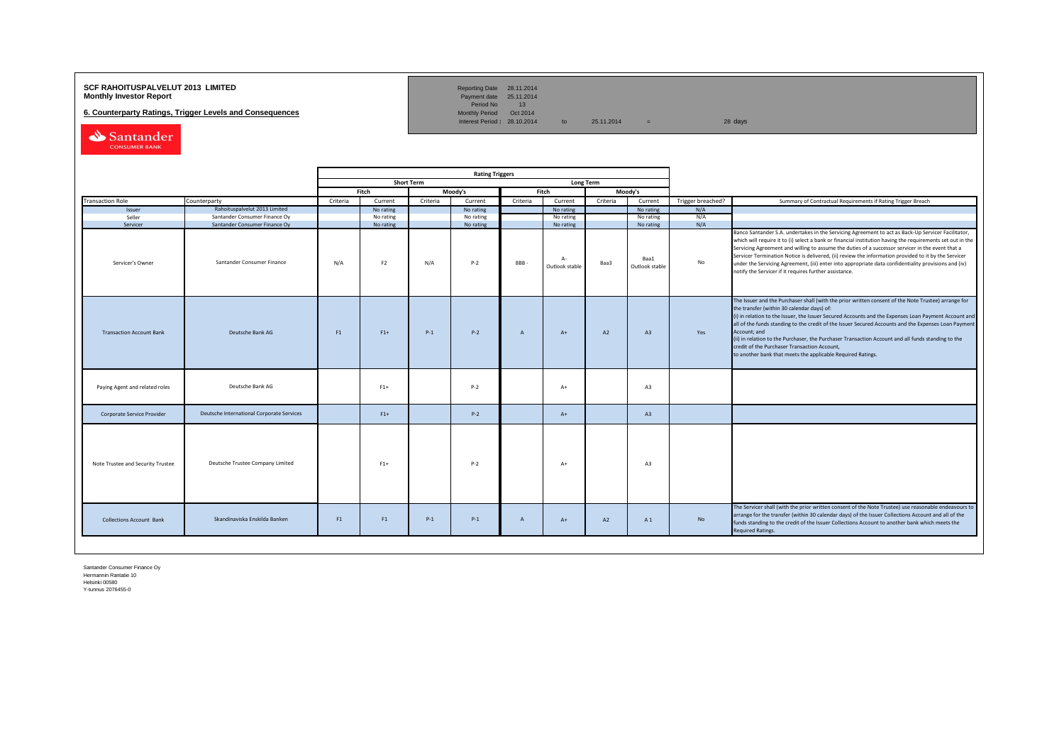**SCF RAHOITUSPALVELUT 2013 LIMITED**
**Monthly Investor Report**

**6. Counterparty Ratings, Trigger Levels and Consequences**

| | | | | |
|---|---|---|---|---|
| Reporting Date | 28.11.2014 | | | |
| Payment date | 25.11.2014 | | | |
| Period No | 13 | | | |
| Monthly Period | Oct 2014 | | | |
| Interest Period | 28.10.2014 | to | 25.11.2014 | = 28 days |

| | | Rating Triggers | | | | | | | | | |
|---|---|---|---|---|---|---|---|---|---|---|---|
| | | Short Term | | | | Long Term | | | | | |
| | | Fitch | | Moody's | | Fitch | | Moody's | | | |
| Transaction Role | Counterparty | Criteria | Current | Criteria | Current | Criteria | Current | Criteria | Current | Trigger breached? | Summary of Contractual Requirements if Rating Trigger Breach |
| Issuer | Rahoituspalvelut 2013 Limited | | No rating | | No rating | | No rating | | No rating | N/A | |
| Seller | Santander Consumer Finance Oy | | No rating | | No rating | | No rating | | No rating | N/A | |
| Servicer | Santander Consumer Finance Oy | | No rating | | No rating | | No rating | | No rating | N/A | |
| Servicer's Owner | Santander Consumer Finance | N/A | F2 | N/A | P-2 | BBB - | A- Outlook stable | Baa3 | Baa1 Outlook stable | No | Banco Santander S.A. undertakes in the Servicing Agreement to act as Back-Up Servicer Facilitator, which will require it to (i) select a bank or financial institution having the requirements set out in the Servicing Agreement and willing to assume the duties of a successor servicer in the event that a Servicer Termination Notice is delivered, (ii) review the information provided to it by the Servicer under the Servicing Agreement, (iii) enter into appropriate data confidentiality provisions and (iv) notify the Servicer if it requires further assistance. |
| Transaction Account Bank | Deutsche Bank AG | F1 | F1+ | P-1 | P-2 | A | A+ | A2 | A3 | Yes | The Issuer and the Purchaser shall (with the prior written consent of the Note Trustee) arrange for the transfer (within 30 calendar days) of:<br>(i) in relation to the Issuer, the Issuer Secured Accounts and the Expenses Loan Payment Account and all of the funds standing to the credit of the Issuer Secured Accounts and the Expenses Loan Payment Account; and<br>(ii) in relation to the Purchaser, the Purchaser Transaction Account and all funds standing to the credit of the Purchaser Transaction Account,<br>to another bank that meets the applicable Required Ratings. |
| Paying Agent and related roles | Deutsche Bank AG | | F1+ | | P-2 | | A+ | | A3 | | |
| Corporate Service Provider | Deutsche International Corporate Services | | F1+ | | P-2 | | A+ | | A3 | | |
| Note Trustee and Security Trustee | Deutsche Trustee Company Limited | | F1+ | | P-2 | | A+ | | A3 | | |
| Collections Account Bank | Skandinaviska Enskilda Banken | F1 | F1 | P-1 | P-1 | A | A+ | A2 | A 1 | No | The Servicer shall (with the prior written consent of the Note Trustee) use reasonable endeavours to arrange for the transfer (within 30 calendar days) of the Issuer Collections Account and all of the funds standing to the credit of the Issuer Collections Account to another bank which meets the Required Ratings. |

Santander Consumer Finance Oy
Hermannin Rantatie 10
Helsinki 00580
Y-tunnus 2076455-0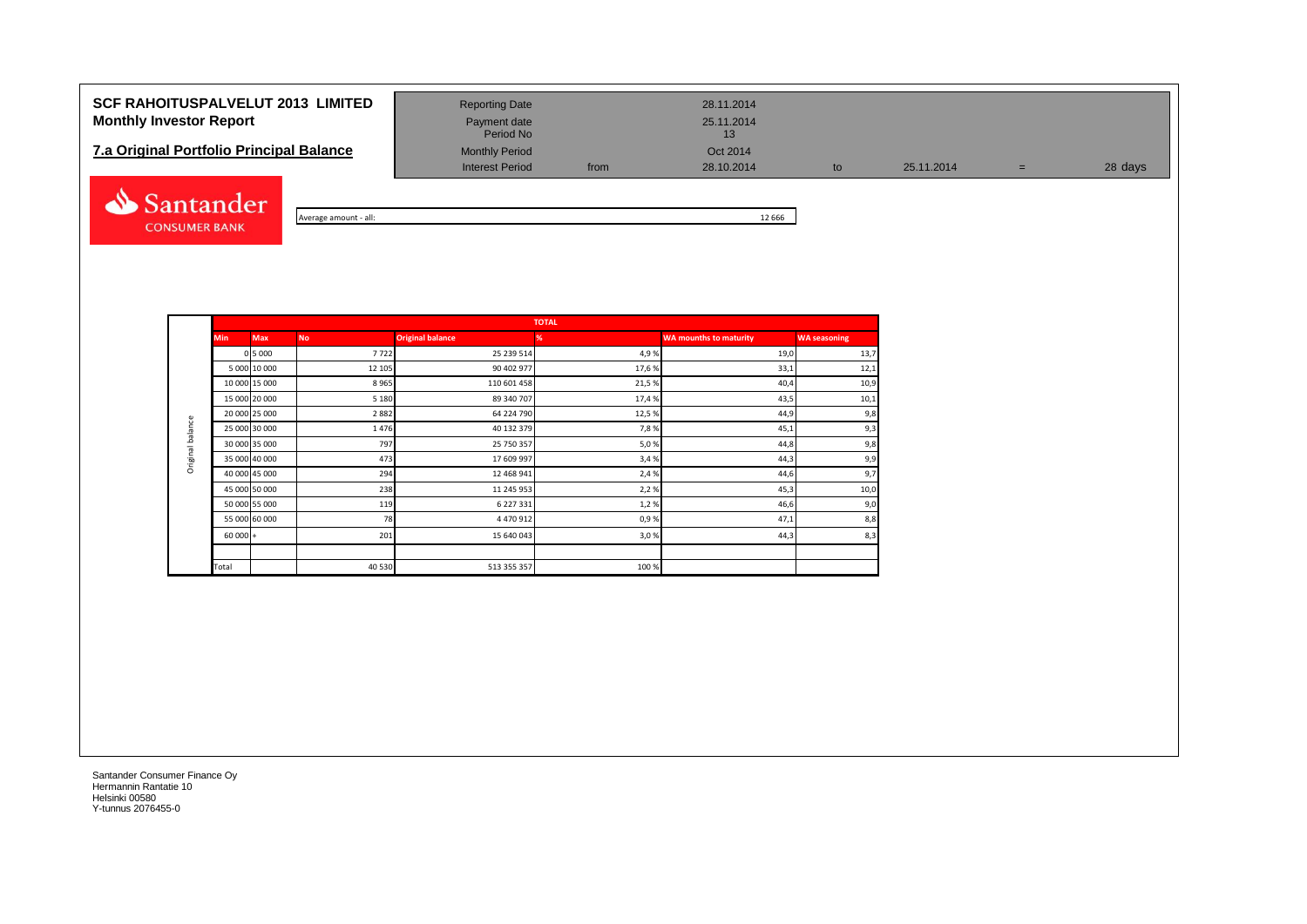# SCF RAHOITUSPALVELUT 2013 LIMITED
## Monthly Investor Report

### 7.a Original Portfolio Principal Balance

| | | | | | | |
|---|---|---|---|---|---|---|
| Reporting Date | | 28.11.2014 | | | | |
| Payment date | | 25.11.2014 | | | | |
| Period No | | 13 | | | | |
| Monthly Period | | Oct 2014 | | | | |
| Interest Period | from | 28.10.2014 | to | 25.11.2014 | = | 28 days |

Average amount - all: 12 666

| | TOTAL | | | | | | |
|---|---|---|---|---|---|---|---|
| | Min | Max | No | Original balance | % | WA mounths to maturity | WA seasoning |
| Original balance | 0 | 5 000 | 7 722 | 25 239 514 | 4,9 % | 19,0 | 13,7 |
| | 5 000 | 10 000 | 12 105 | 90 402 977 | 17,6 % | 33,1 | 12,1 |
| | 10 000 | 15 000 | 8 965 | 110 601 458 | 21,5 % | 40,4 | 10,9 |
| | 15 000 | 20 000 | 5 180 | 89 340 707 | 17,4 % | 43,5 | 10,1 |
| | 20 000 | 25 000 | 2 882 | 64 224 790 | 12,5 % | 44,9 | 9,8 |
| | 25 000 | 30 000 | 1 476 | 40 132 379 | 7,8 % | 45,1 | 9,3 |
| | 30 000 | 35 000 | 797 | 25 750 357 | 5,0 % | 44,8 | 9,8 |
| | 35 000 | 40 000 | 473 | 17 609 997 | 3,4 % | 44,3 | 9,9 |
| | 40 000 | 45 000 | 294 | 12 468 941 | 2,4 % | 44,6 | 9,7 |
| | 45 000 | 50 000 | 238 | 11 245 953 | 2,2 % | 45,3 | 10,0 |
| | 50 000 | 55 000 | 119 | 6 227 331 | 1,2 % | 46,6 | 9,0 |
| | 55 000 | 60 000 | 78 | 4 470 912 | 0,9 % | 47,1 | 8,8 |
| | 60 000 | + | 201 | 15 640 043 | 3,0 % | 44,3 | 8,3 |
| | | | | | | | |
| | Total | | 40 530 | 513 355 357 | 100 % | | |

Santander Consumer Finance Oy
Hermannin Rantatie 10
Helsinki 00580
Y-tunnus 2076455-0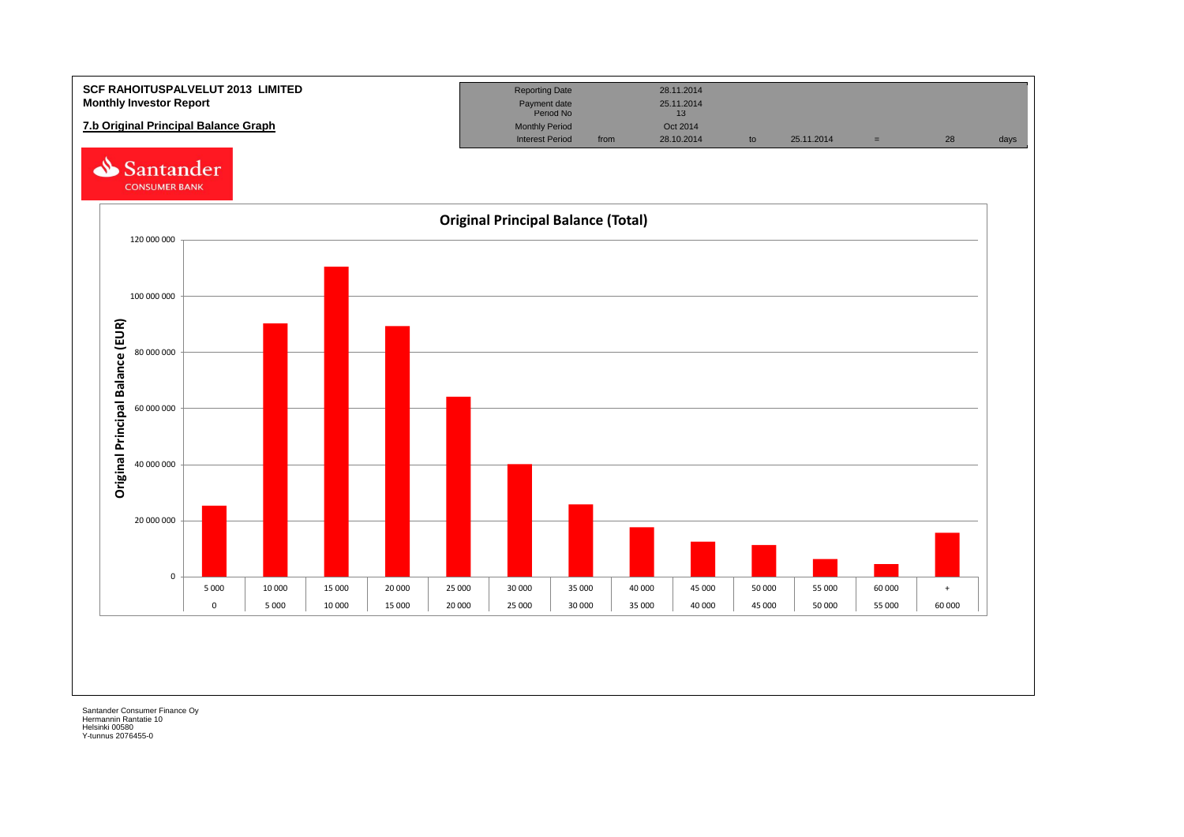**SCF RAHOITUSPALVELUT 2013 LIMITED**
**Monthly Investor Report**

**7.b Original Principal Balance Graph**

| | | | | | | | |
|---|---|---|---|---|---|---|---|
| Reporting Date | | 28.11.2014 | | | | | |
| Payment date | | 25.11.2014 | | | | | |
| Period No | | 13 | | | | | |
| Monthly Period | | Oct 2014 | | | | | |
| Interest Period | from | 28.10.2014 | to | 25.11.2014 | = | 28 | days |

Santander CONSUMER BANK

## Original Principal Balance (Total)

Original Principal Balance (EUR)

| Upper bound | 5 000 | 10 000 | 15 000 | 20 000 | 25 000 | 30 000 | 35 000 | 40 000 | 45 000 | 50 000 | 55 000 | 60 000 | + |
|---|---|---|---|---|---|---|---|---|---|---|---|---|---|
| Lower bound | 0 | 5 000 | 10 000 | 15 000 | 20 000 | 25 000 | 30 000 | 35 000 | 40 000 | 45 000 | 50 000 | 55 000 | 60 000 |

Santander Consumer Finance Oy
Hermannin Rantatie 10
Helsinki 00580
Y-tunnus 2076455-0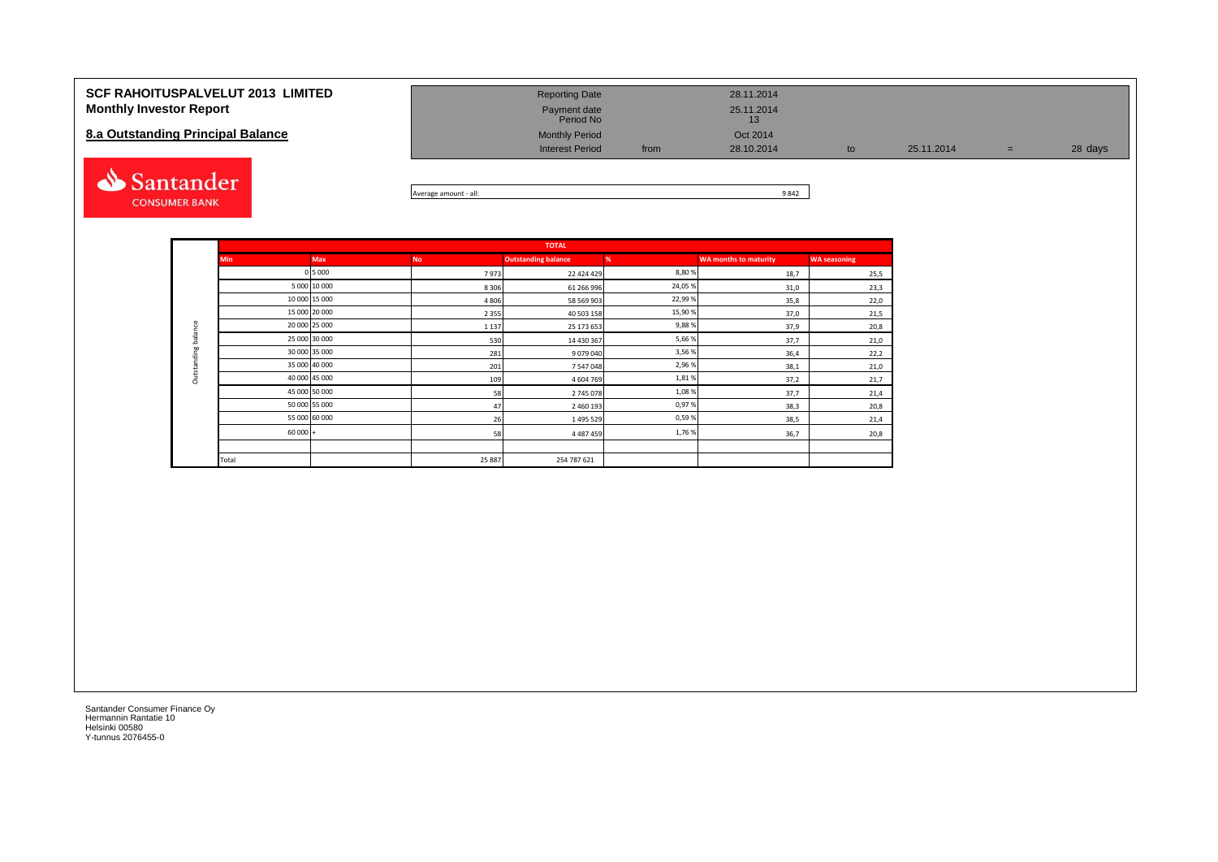# SCF RAHOITUSPALVELUT 2013 LIMITED
## Monthly Investor Report

### 8.a Outstanding Principal Balance

| | | | | | |
|---|---|---|---|---|---|
| Reporting Date | | 28.11.2014 | | | |
| Payment date | | 25.11.2014 | | | |
| Period No | | 13 | | | |
| Monthly Period | | Oct 2014 | | | |
| Interest Period | from | 28.10.2014 | to | 25.11.2014 | = 28 days |

Average amount - all: 9 842

| | TOTAL | | | | | | |
|---|---|---|---|---|---|---|---|
| | Min | Max | No | Outstanding balance | % | WA months to maturity | WA seasoning |
| Outstanding balance | 0 | 5 000 | 7 973 | 22 424 429 | 8,80 % | 18,7 | 25,5 |
| | 5 000 | 10 000 | 8 306 | 61 266 996 | 24,05 % | 31,0 | 23,3 |
| | 10 000 | 15 000 | 4 806 | 58 569 903 | 22,99 % | 35,8 | 22,0 |
| | 15 000 | 20 000 | 2 355 | 40 503 158 | 15,90 % | 37,0 | 21,5 |
| | 20 000 | 25 000 | 1 137 | 25 173 653 | 9,88 % | 37,9 | 20,8 |
| | 25 000 | 30 000 | 530 | 14 430 367 | 5,66 % | 37,7 | 21,0 |
| | 30 000 | 35 000 | 281 | 9 079 040 | 3,56 % | 36,4 | 22,2 |
| | 35 000 | 40 000 | 201 | 7 547 048 | 2,96 % | 38,1 | 21,0 |
| | 40 000 | 45 000 | 109 | 4 604 769 | 1,81 % | 37,2 | 21,7 |
| | 45 000 | 50 000 | 58 | 2 745 078 | 1,08 % | 37,7 | 21,4 |
| | 50 000 | 55 000 | 47 | 2 460 193 | 0,97 % | 38,3 | 20,8 |
| | 55 000 | 60 000 | 26 | 1 495 529 | 0,59 % | 38,5 | 21,4 |
| | 60 000 | + | 58 | 4 487 459 | 1,76 % | 36,7 | 20,8 |
| | Total | | 25 887 | 254 787 621 | | | |

Santander Consumer Finance Oy
Hermannin Rantatie 10
Helsinki 00580
Y-tunnus 2076455-0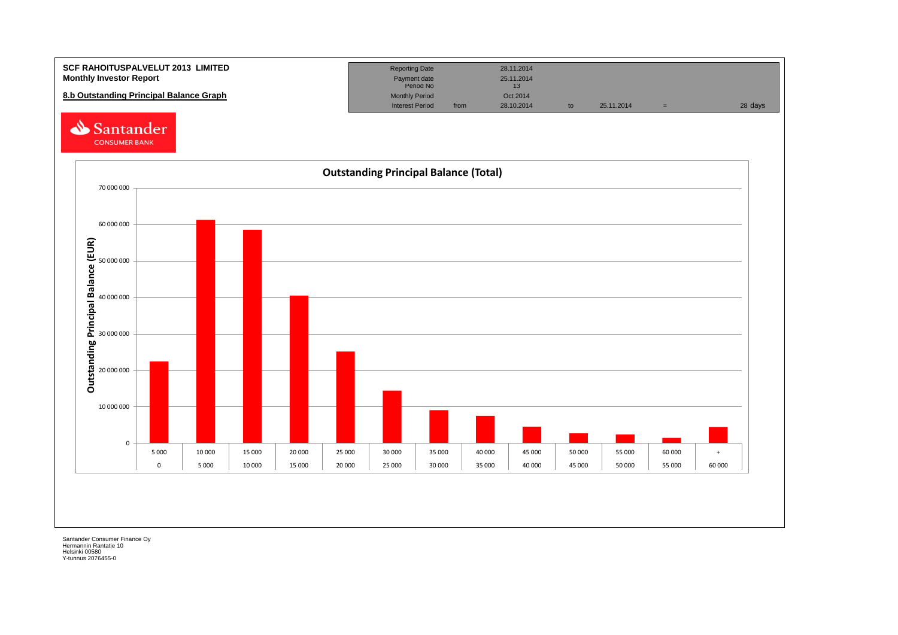**SCF RAHOITUSPALVELUT 2013 LIMITED**
**Monthly Investor Report**

**8.b Outstanding Principal Balance Graph**

| Reporting Date | | 28.11.2014 | | | | |
|---|---|---|---|---|---|---|
| Payment date | | 25.11.2014 | | | | |
| Period No | | 13 | | | | |
| Monthly Period | | Oct 2014 | | | | |
| Interest Period | from | 28.10.2014 | to | 25.11.2014 | = | 28 days |

Santander CONSUMER BANK

**Outstanding Principal Balance (Total)**

Outstanding Principal Balance (EUR)

| From | To |
|---|---|
| 0 | 5 000 |
| 5 000 | 10 000 |
| 10 000 | 15 000 |
| 15 000 | 20 000 |
| 20 000 | 25 000 |
| 25 000 | 30 000 |
| 30 000 | 35 000 |
| 35 000 | 40 000 |
| 40 000 | 45 000 |
| 45 000 | 50 000 |
| 50 000 | 55 000 |
| 55 000 | 60 000 |
| 60 000 | + |

Santander Consumer Finance Oy
Hermannin Rantatie 10
Helsinki 00580
Y-tunnus 2076455-0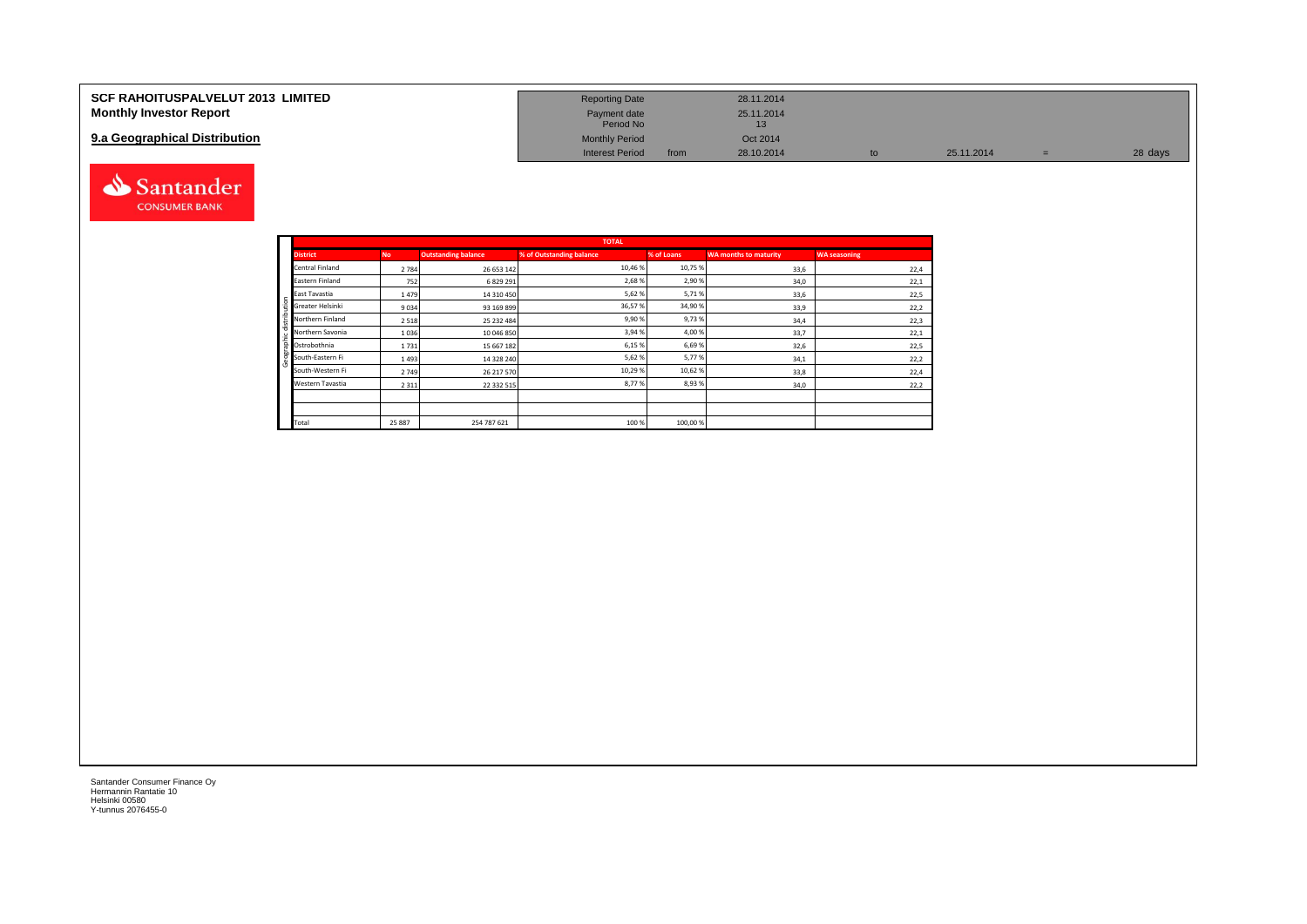# SCF RAHOITUSPALVELUT 2013 LIMITED
## Monthly Investor Report

## 9.a Geographical Distribution

| Reporting Date | | 28.11.2014 | | | | |
|---|---|---|---|---|---|---|
| Payment date | | 25.11.2014 | | | | |
| Period No | | 13 | | | | |
| Monthly Period | | Oct 2014 | | | | |
| Interest Period | from | 28.10.2014 | to | 25.11.2014 | = | 28 days |

| | TOTAL | | | | | |
|---|---|---|---|---|---|---|
| **District** | **No** | **Outstanding balance** | **% of Outstanding balance** | **% of Loans** | **WA months to maturity** | **WA seasoning** |
| Central Finland | 2 784 | 26 653 142 | 10,46 % | 10,75 % | 33,6 | 22,4 |
| Eastern Finland | 752 | 6 829 291 | 2,68 % | 2,90 % | 34,0 | 22,1 |
| East Tavastia | 1 479 | 14 310 450 | 5,62 % | 5,71 % | 33,6 | 22,5 |
| Greater Helsinki | 9 034 | 93 169 899 | 36,57 % | 34,90 % | 33,9 | 22,2 |
| Northern Finland | 2 518 | 25 232 484 | 9,90 % | 9,73 % | 34,4 | 22,3 |
| Northern Savonia | 1 036 | 10 046 850 | 3,94 % | 4,00 % | 33,7 | 22,1 |
| Ostrobothnia | 1 731 | 15 667 182 | 6,15 % | 6,69 % | 32,6 | 22,5 |
| South-Eastern Fi | 1 493 | 14 328 240 | 5,62 % | 5,77 % | 34,1 | 22,2 |
| South-Western Fi | 2 749 | 26 217 570 | 10,29 % | 10,62 % | 33,8 | 22,4 |
| Western Tavastia | 2 311 | 22 332 515 | 8,77 % | 8,93 % | 34,0 | 22,2 |
| | | | | | | |
| | | | | | | |
| Total | 25 887 | 254 787 621 | 100 % | 100,00 % | | |

Santander Consumer Finance Oy
Hermannin Rantatie 10
Helsinki 00580
Y-tunnus 2076455-0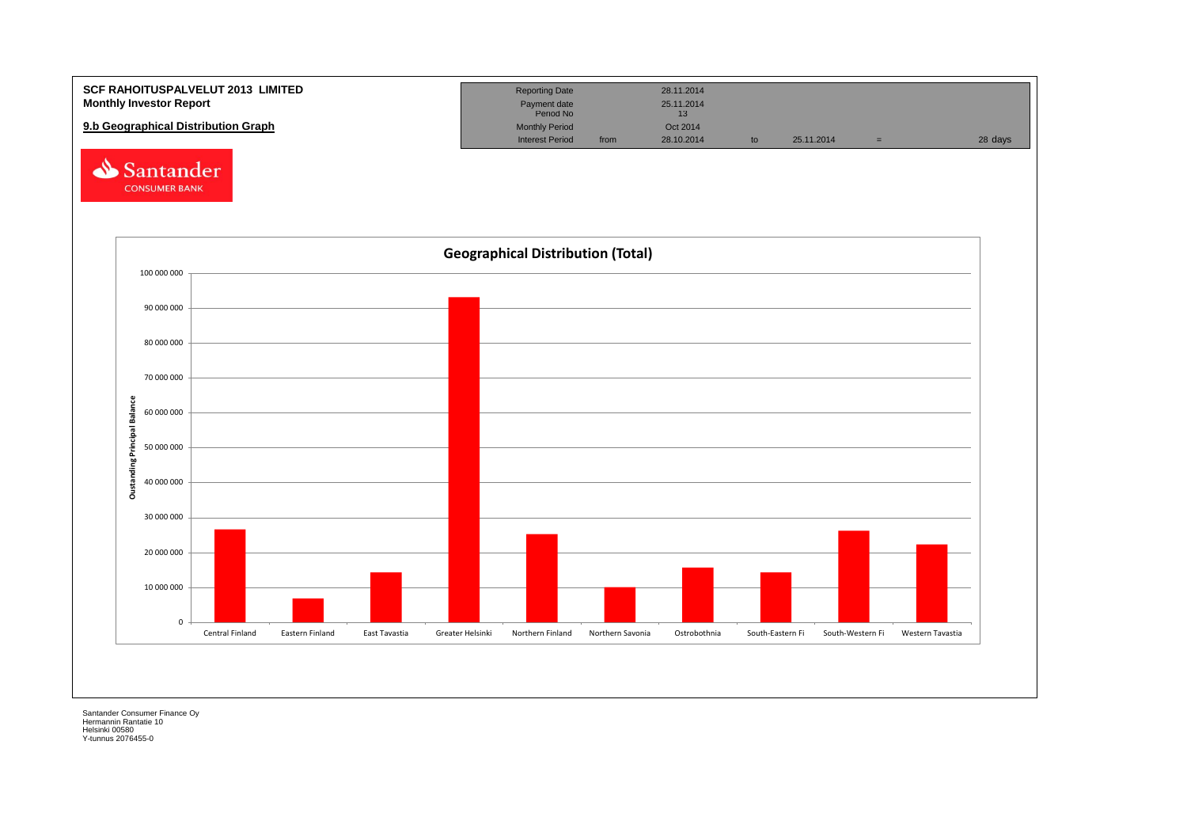**SCF RAHOITUSPALVELUT 2013 LIMITED**
**Monthly Investor Report**

**9.b Geographical Distribution Graph**

| | | | | | | |
|---|---|---|---|---|---|---|
| Reporting Date | | 28.11.2014 | | | | |
| Payment date | | 25.11.2014 | | | | |
| Period No | | 13 | | | | |
| Monthly Period | | Oct 2014 | | | | |
| Interest Period | from | 28.10.2014 | to | 25.11.2014 | = | 28 days |

Santander CONSUMER BANK

**Geographical Distribution (Total)**

Oustanding Principal Balance

100 000 000
90 000 000
80 000 000
70 000 000
60 000 000
50 000 000
40 000 000
30 000 000
20 000 000
10 000 000
0

Central Finland | Eastern Finland | East Tavastia | Greater Helsinki | Northern Finland | Northern Savonia | Ostrobothnia | South-Eastern Fi | South-Western Fi | Western Tavastia

Santander Consumer Finance Oy
Hermannin Rantatie 10
Helsinki 00580
Y-tunnus 2076455-0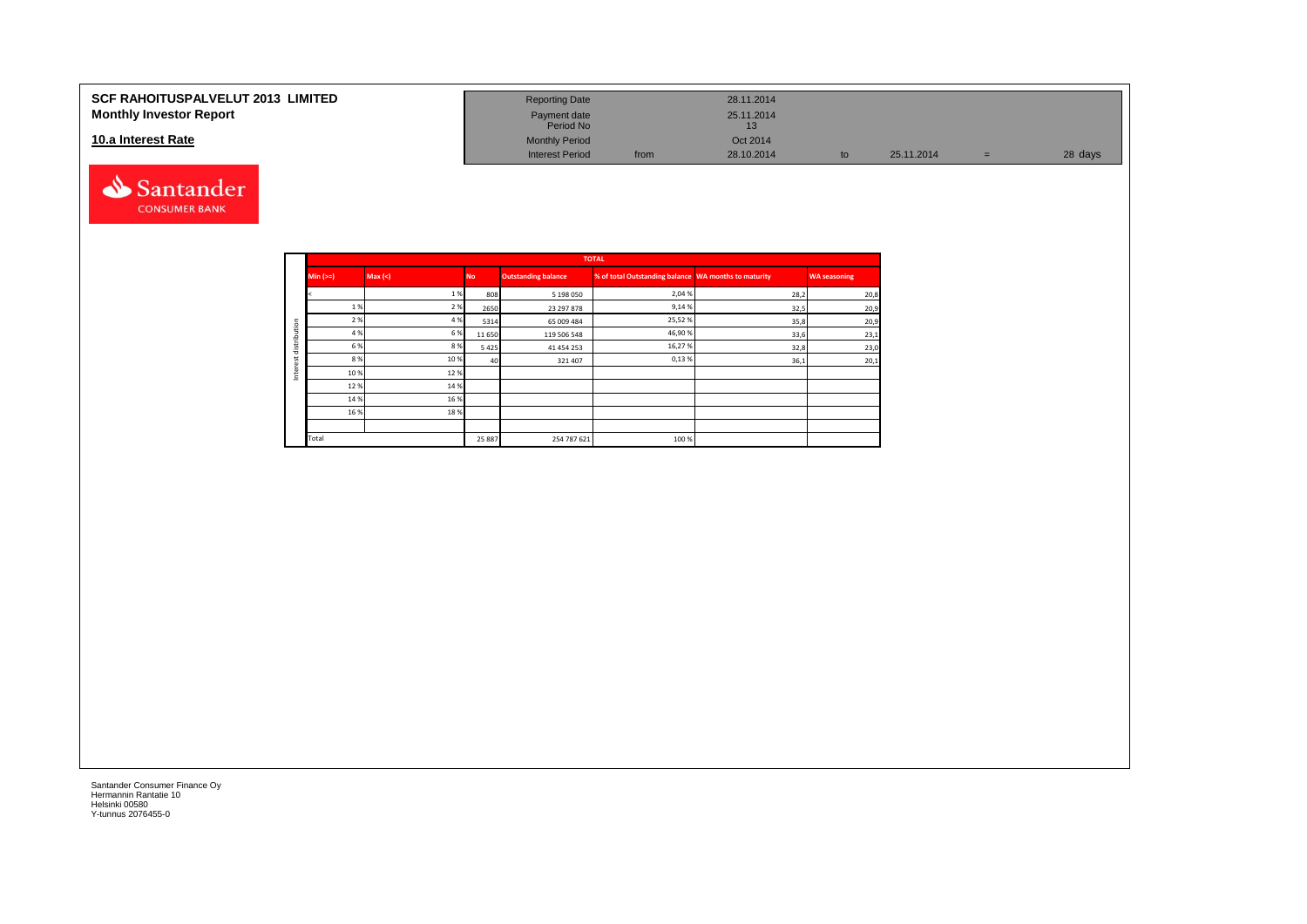**SCF RAHOITUSPALVELUT 2013 LIMITED**
**Monthly Investor Report**

**10.a Interest Rate**

| | | | | | |
|---|---|---|---|---|---|
| Reporting Date | | 28.11.2014 | | | |
| Payment date | | 25.11.2014 | | | |
| Period No | | 13 | | | |
| Monthly Period | | Oct 2014 | | | |
| Interest Period | from | 28.10.2014 | to | 25.11.2014 | = 28 days |

Interest distribution

| Min (>=) | Max (<) | No | Outstanding balance | % of total Outstanding balance | WA months to maturity | WA seasoning |
|---|---|---|---|---|---|---|
| < | 1 % | 808 | 5 198 050 | 2,04 % | 28,2 | 20,8 |
| 1 % | 2 % | 2650 | 23 297 878 | 9,14 % | 32,5 | 20,9 |
| 2 % | 4 % | 5314 | 65 009 484 | 25,52 % | 35,8 | 20,9 |
| 4 % | 6 % | 11 650 | 119 506 548 | 46,90 % | 33,6 | 23,1 |
| 6 % | 8 % | 5 425 | 41 454 253 | 16,27 % | 32,8 | 23,0 |
| 8 % | 10 % | 40 | 321 407 | 0,13 % | 36,1 | 20,1 |
| 10 % | 12 % | | | | | |
| 12 % | 14 % | | | | | |
| 14 % | 16 % | | | | | |
| 16 % | 18 % | | | | | |
| | | | | | | |
| Total | | 25 887 | 254 787 621 | 100 % | | |

Santander Consumer Finance Oy
Hermannin Rantatie 10
Helsinki 00580
Y-tunnus 2076455-0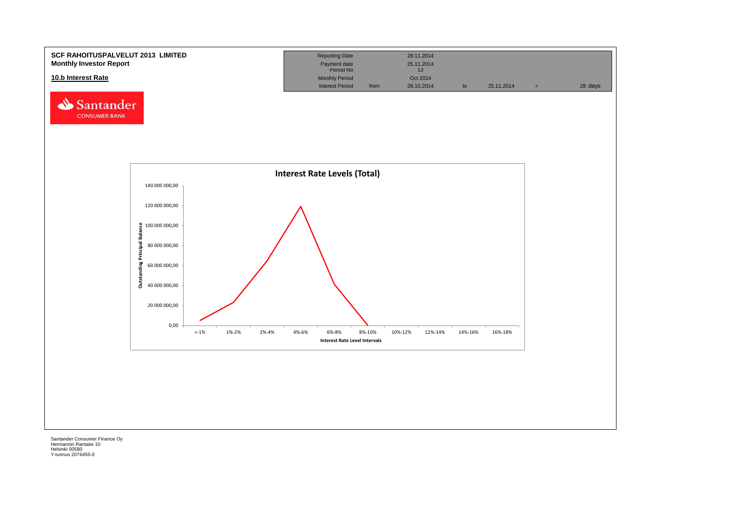**SCF RAHOITUSPALVELUT 2013 LIMITED**
**Monthly Investor Report**

**10.b Interest Rate**

| Reporting Date | | 28.11.2014 | | | | |
|---|---|---|---|---|---|---|
| Payment date | | 25.11.2014 | | | | |
| Period No | | 13 | | | | |
| Monthly Period | | Oct 2014 | | | | |
| Interest Period | from | 28.10.2014 | to | 25.11.2014 | = | 28 days |

**Interest Rate Levels (Total)**

Outstanding Principal Balance

140 000 000,00
120 000 000,00
100 000 000,00
80 000 000,00
60 000 000,00
40 000 000,00
20 000 000,00
0,00

<-1% | 1%-2% | 2%-4% | 4%-6% | 6%-8% | 8%-10% | 10%-12% | 12%-14% | 14%-16% | 16%-18%

Interest Rate Level Intervals

Santander Consumer Finance Oy
Hermannin Rantatie 10
Helsinki 00580
Y-tunnus 2076455-0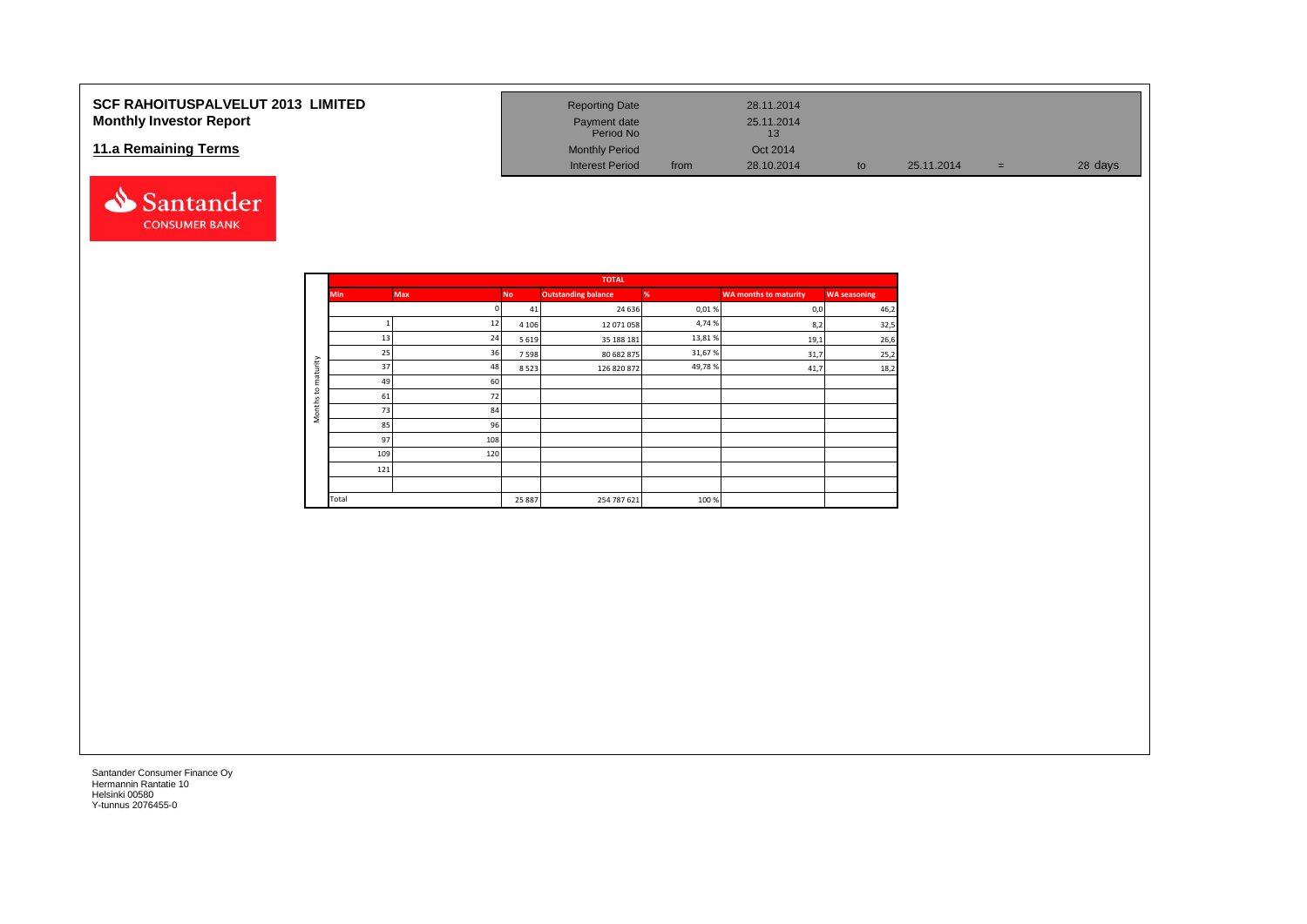# SCF RAHOITUSPALVELUT 2013 LIMITED
## Monthly Investor Report

### 11.a Remaining Terms

| | | | | | |
|---|---|---|---|---|---|
| Reporting Date | | 28.11.2014 | | | |
| Payment date | | 25.11.2014 | | | |
| Period No | | 13 | | | |
| Monthly Period | | Oct 2014 | | | |
| Interest Period | from | 28.10.2014 | to | 25.11.2014 | = 28 days |

| | TOTAL | | | | | | |
|---|---|---|---|---|---|---|---|
| | Min | Max | No | Outstanding balance | % | WA months to maturity | WA seasoning |
| Months to maturity | | 0 | 41 | 24 636 | 0,01 % | 0,0 | 46,2 |
| | 1 | 12 | 4 106 | 12 071 058 | 4,74 % | 8,2 | 32,5 |
| | 13 | 24 | 5 619 | 35 188 181 | 13,81 % | 19,1 | 26,6 |
| | 25 | 36 | 7 598 | 80 682 875 | 31,67 % | 31,7 | 25,2 |
| | 37 | 48 | 8 523 | 126 820 872 | 49,78 % | 41,7 | 18,2 |
| | 49 | 60 | | | | | |
| | 61 | 72 | | | | | |
| | 73 | 84 | | | | | |
| | 85 | 96 | | | | | |
| | 97 | 108 | | | | | |
| | 109 | 120 | | | | | |
| | 121 | | | | | | |
| | | | | | | | |
| | Total | | 25 887 | 254 787 621 | 100 % | | |

Santander Consumer Finance Oy
Hermannin Rantatie 10
Helsinki 00580
Y-tunnus 2076455-0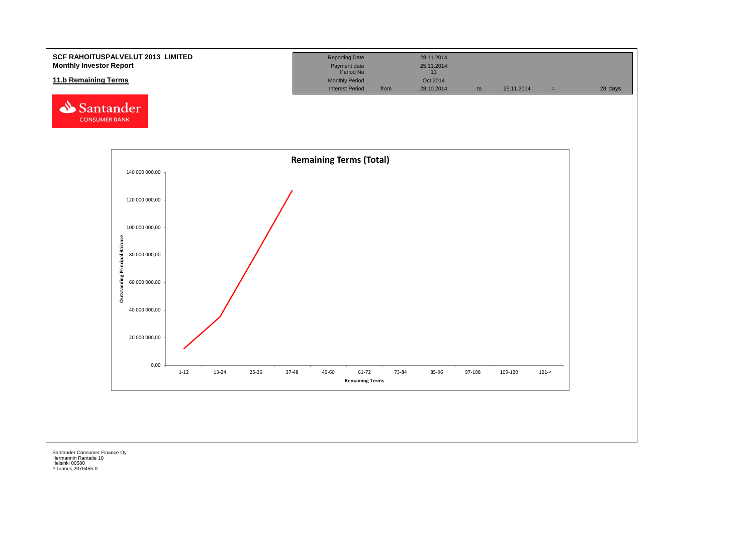**SCF RAHOITUSPALVELUT 2013 LIMITED**
**Monthly Investor Report**

## 11.b Remaining Terms

| | | | | | | |
|---|---|---|---|---|---|---|
| Reporting Date | | 28.11.2014 | | | | |
| Payment date | | 25.11.2014 | | | | |
| Period No | | 13 | | | | |
| Monthly Period | | Oct 2014 | | | | |
| Interest Period | from | 28.10.2014 | to | 25.11.2014 | = | 28 days |

Santander CONSUMER BANK

**Remaining Terms (Total)**

Outstanding Principal Balance

140 000 000,00
120 000 000,00
100 000 000,00
80 000 000,00
60 000 000,00
40 000 000,00
20 000 000,00
0,00

1-12 | 13-24 | 25-36 | 37-48 | 49-60 | 61-72 | 73-84 | 85-96 | 97-108 | 109-120 | 121-<

Remaining Terms

Santander Consumer Finance Oy
Hermannin Rantatie 10
Helsinki 00580
Y-tunnus 2076455-0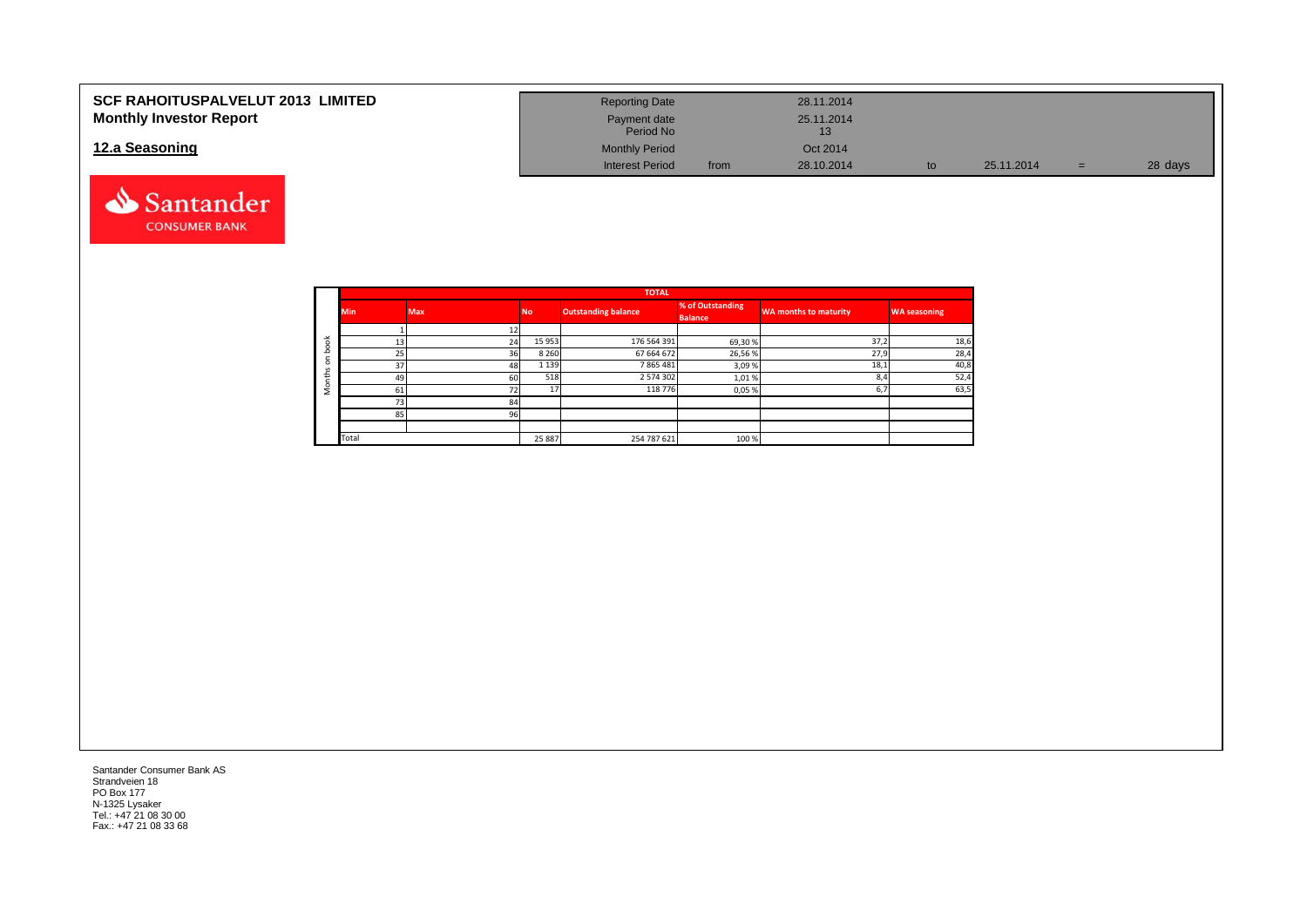# SCF RAHOITUSPALVELUT 2013 LIMITED
## Monthly Investor Report

## 12.a Seasoning

| | | | | | | |
|---|---|---|---|---|---|---|
| Reporting Date | | 28.11.2014 | | | | |
| Payment date | | 25.11.2014 | | | | |
| Period No | | 13 | | | | |
| Monthly Period | | Oct 2014 | | | | |
| Interest Period | from | 28.10.2014 | to | 25.11.2014 | = | 28 days |

Santander CONSUMER BANK

| | TOTAL | | | | | | |
|---|---|---|---|---|---|---|---|
| | Min | Max | No | Outstanding balance | % of Outstanding Balance | WA months to maturity | WA seasoning |
| Months on book | 1 | 12 | | | | | |
| | 13 | 24 | 15 953 | 176 564 391 | 69,30 % | 37,2 | 18,6 |
| | 25 | 36 | 8 260 | 67 664 672 | 26,56 % | 27,9 | 28,4 |
| | 37 | 48 | 1 139 | 7 865 481 | 3,09 % | 18,1 | 40,8 |
| | 49 | 60 | 518 | 2 574 302 | 1,01 % | 8,4 | 52,4 |
| | 61 | 72 | 17 | 118 776 | 0,05 % | 6,7 | 63,5 |
| | 73 | 84 | | | | | |
| | 85 | 96 | | | | | |
| | | | | | | | |
| | Total | | 25 887 | 254 787 621 | 100 % | | |

Santander Consumer Bank AS
Strandveien 18
PO Box 177
N-1325 Lysaker
Tel.: +47 21 08 30 00
Fax.: +47 21 08 33 68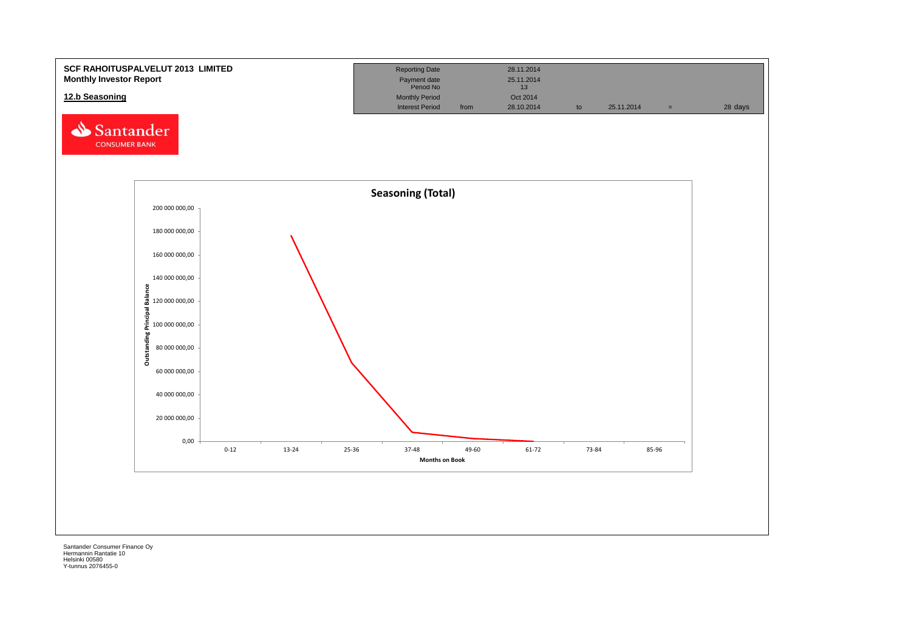**SCF RAHOITUSPALVELUT 2013 LIMITED**
**Monthly Investor Report**

**12.b Seasoning**

| | | | | | | |
|---|---|---|---|---|---|---|
| Reporting Date | | 28.11.2014 | | | | |
| Payment date | | 25.11.2014 | | | | |
| Period No | | 13 | | | | |
| Monthly Period | | Oct 2014 | | | | |
| Interest Period | from | 28.10.2014 | to | 25.11.2014 | = | 28 days |

Santander CONSUMER BANK

**Seasoning (Total)**

Outstanding Principal Balance

200 000 000,00
180 000 000,00
160 000 000,00
140 000 000,00
120 000 000,00
100 000 000,00
80 000 000,00
60 000 000,00
40 000 000,00
20 000 000,00
0,00

0-12 | 13-24 | 25-36 | 37-48 | 49-60 | 61-72 | 73-84 | 85-96

**Months on Book**

Santander Consumer Finance Oy
Hermannin Rantatie 10
Helsinki 00580
Y-tunnus 2076455-0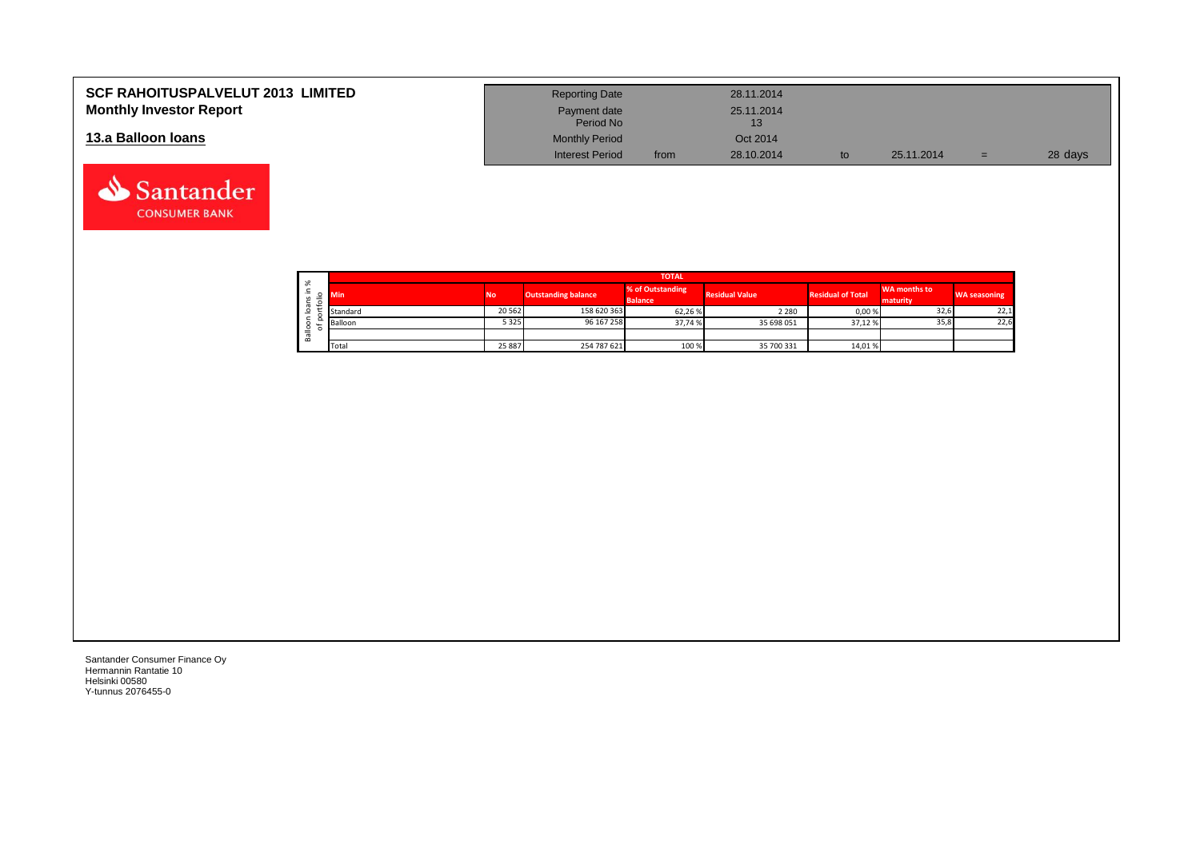# SCF RAHOITUSPALVELUT 2013 LIMITED
## Monthly Investor Report

### 13.a Balloon loans

| | | | | | |
|---|---|---|---|---|---|
| Reporting Date | | 28.11.2014 | | | |
| Payment date | | 25.11.2014 | | | |
| Period No | | 13 | | | |
| Monthly Period | | Oct 2014 | | | |
| Interest Period | from | 28.10.2014 | to | 25.11.2014 | = 28 days |

Balloon loans in % of portfolio

| TOTAL | | | | | | | |
|---|---|---|---|---|---|---|---|
| Min | No | Outstanding balance | % of Outstanding Balance | Residual Value | Residual of Total | WA months to maturity | WA seasoning |
| Standard | 20 562 | 158 620 363 | 62,26 % | 2 280 | 0,00 % | 32,6 | 22,1 |
| Balloon | 5 325 | 96 167 258 | 37,74 % | 35 698 051 | 37,12 % | 35,8 | 22,6 |
| | | | | | | | |
| Total | 25 887 | 254 787 621 | 100 % | 35 700 331 | 14,01 % | | |

Santander Consumer Finance Oy
Hermannin Rantatie 10
Helsinki 00580
Y-tunnus 2076455-0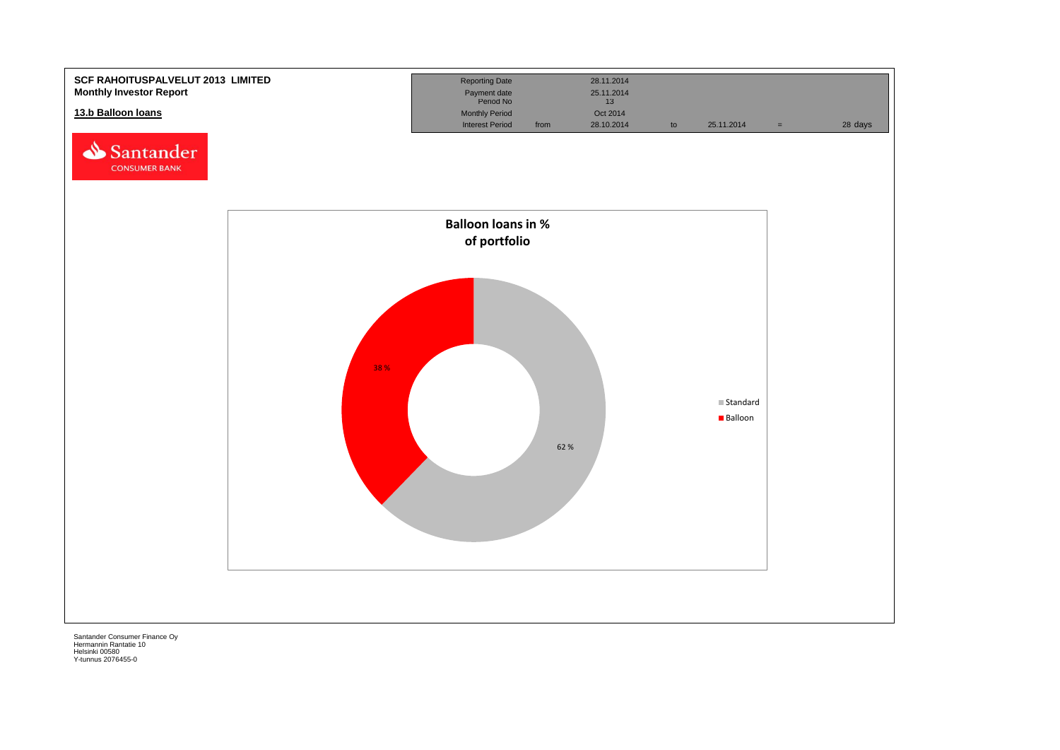**SCF RAHOITUSPALVELUT 2013 LIMITED**
**Monthly Investor Report**

## 13.b Balloon loans

| | | | | | | | |
|---|---|---|---|---|---|---|---|
| Reporting Date | | 28.11.2014 | | | | | |
| Payment date | | 25.11.2014 | | | | | |
| Period No | | 13 | | | | | |
| Monthly Period | | Oct 2014 | | | | | |
| Interest Period | from | 28.10.2014 | to | 25.11.2014 | = | 28 days | |

Santander CONSUMER BANK

**Balloon loans in % of portfolio**

| Type | % |
|---|---|
| Standard | 62 % |
| Balloon | 38 % |

Santander Consumer Finance Oy
Hermannin Rantatie 10
Helsinki 00580
Y-tunnus 2076455-0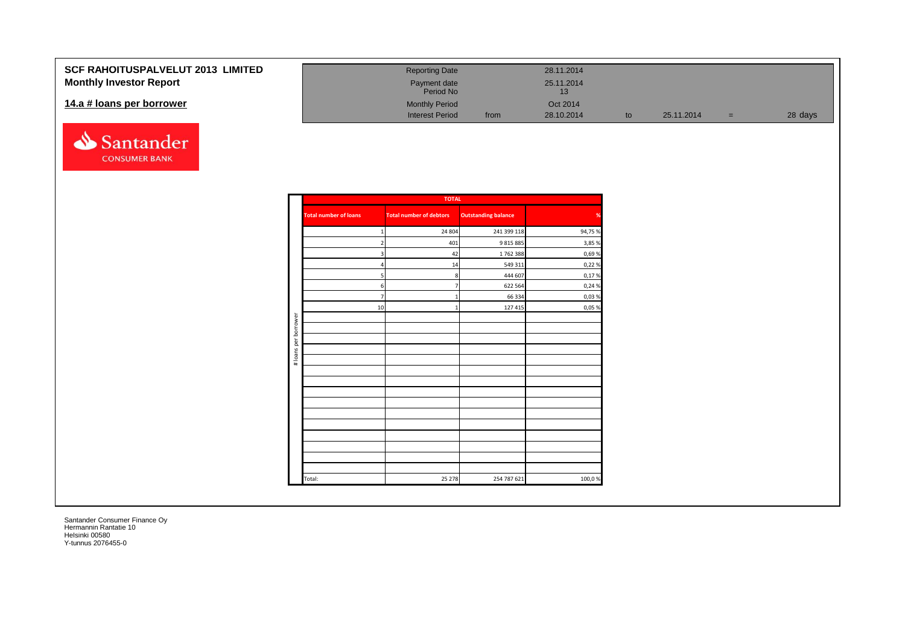**SCF RAHOITUSPALVELUT 2013 LIMITED**

**Monthly Investor Report**

## 14.a # loans per borrower

| | | | | | | | |
|---|---|---|---|---|---|---|---|
| Reporting Date | | 28.11.2014 | | | | | |
| Payment date | | 25.11.2014 | | | | | |
| Period No | | 13 | | | | | |
| Monthly Period | | Oct 2014 | | | | | |
| Interest Period | from | 28.10.2014 | to | 25.11.2014 | = | 28 days | |

| TOTAL | | | |
|---|---|---|---|
| **Total number of loans** | **Total number of debtors** | **Outstanding balance** | **%** |
| 1 | 24 804 | 241 399 118 | 94,75 % |
| 2 | 401 | 9 815 885 | 3,85 % |
| 3 | 42 | 1 762 388 | 0,69 % |
| 4 | 14 | 549 311 | 0,22 % |
| 5 | 8 | 444 607 | 0,17 % |
| 6 | 7 | 622 564 | 0,24 % |
| 7 | 1 | 66 334 | 0,03 % |
| 10 | 1 | 127 415 | 0,05 % |
| Total: | 25 278 | 254 787 621 | 100,0 % |

Santander Consumer Finance Oy
Hermannin Rantatie 10
Helsinki 00580
Y-tunnus 2076455-0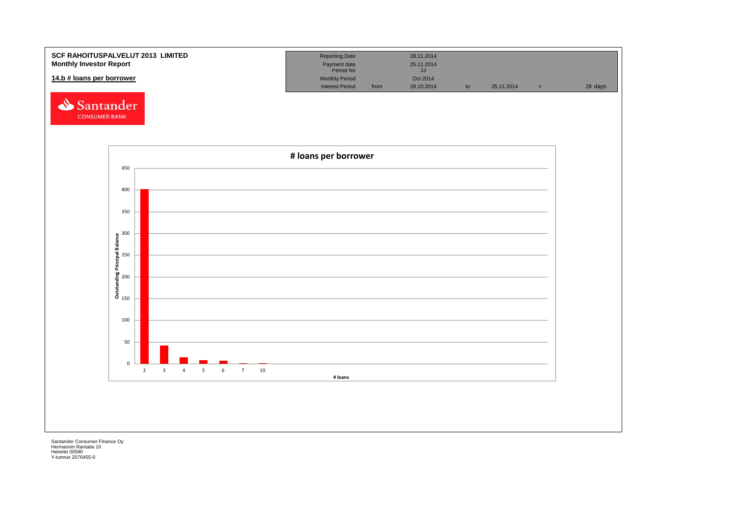**SCF RAHOITUSPALVELUT 2013 LIMITED**
**Monthly Investor Report**

**14.b # loans per borrower**

| Reporting Date | | 28.11.2014 | | | | |
|---|---|---|---|---|---|---|
| Payment date | | 25.11.2014 | | | | |
| Period No | | 13 | | | | |
| Monthly Period | | Oct 2014 | | | | |
| Interest Period | from | 28.10.2014 | to | 25.11.2014 | = | 28 days |

Santander CONSUMER BANK

**# loans per borrower**

Outstanding Principal Balance (y-axis: 0, 50, 100, 150, 200, 250, 300, 350, 400, 450)

# loans (x-axis): 2, 3, 4, 5, 6, 7, 10

Santander Consumer Finance Oy
Hermannin Rantatie 10
Helsinki 00580
Y-tunnus 2076455-0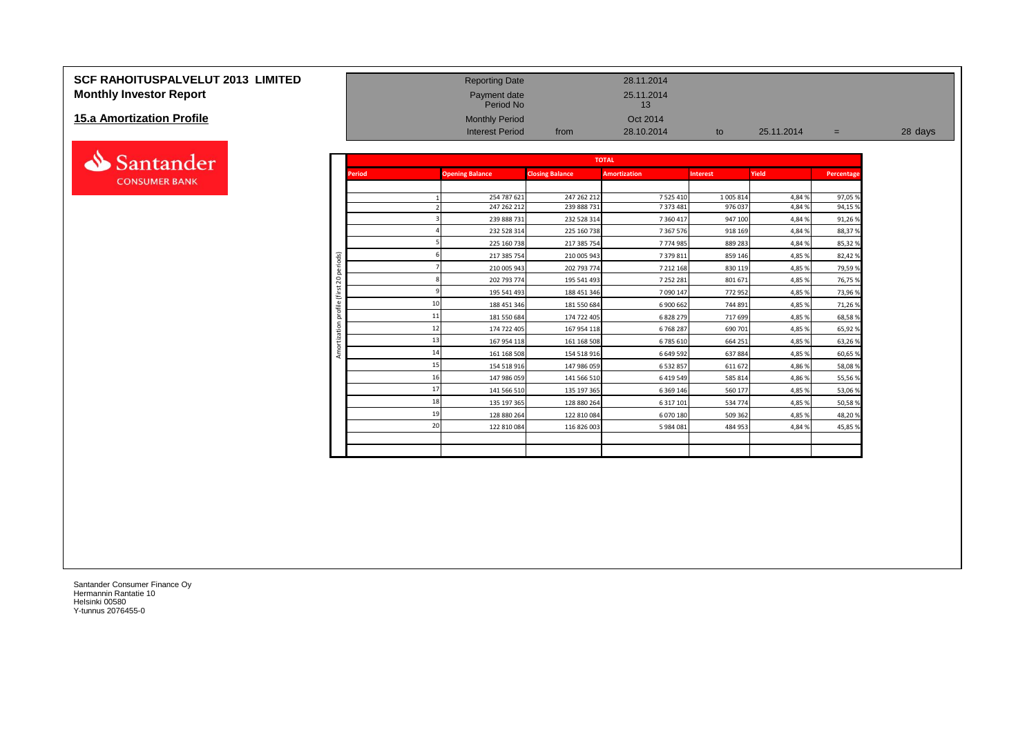# SCF RAHOITUSPALVELUT 2013 LIMITED
## Monthly Investor Report

### 15.a Amortization Profile

| | | | | | |
|---|---|---|---|---|---|
| Reporting Date | | 28.11.2014 | | | |
| Payment date | | 25.11.2014 | | | |
| Period No | | 13 | | | |
| Monthly Period | | Oct 2014 | | | |
| Interest Period | from | 28.10.2014 | to | 25.11.2014 | = 28 days |

Amortization profile (first 20 periods)

| TOTAL | | | | | | |
|---|---|---|---|---|---|---|
| Period | Opening Balance | Closing Balance | Amortization | Interest | Yield | Percentage |
| 1 | 254 787 621 | 247 262 212 | 7 525 410 | 1 005 814 | 4,84 % | 97,05 % |
| 2 | 247 262 212 | 239 888 731 | 7 373 481 | 976 037 | 4,84 % | 94,15 % |
| 3 | 239 888 731 | 232 528 314 | 7 360 417 | 947 100 | 4,84 % | 91,26 % |
| 4 | 232 528 314 | 225 160 738 | 7 367 576 | 918 169 | 4,84 % | 88,37 % |
| 5 | 225 160 738 | 217 385 754 | 7 774 985 | 889 283 | 4,84 % | 85,32 % |
| 6 | 217 385 754 | 210 005 943 | 7 379 811 | 859 146 | 4,85 % | 82,42 % |
| 7 | 210 005 943 | 202 793 774 | 7 212 168 | 830 119 | 4,85 % | 79,59 % |
| 8 | 202 793 774 | 195 541 493 | 7 252 281 | 801 671 | 4,85 % | 76,75 % |
| 9 | 195 541 493 | 188 451 346 | 7 090 147 | 772 952 | 4,85 % | 73,96 % |
| 10 | 188 451 346 | 181 550 684 | 6 900 662 | 744 891 | 4,85 % | 71,26 % |
| 11 | 181 550 684 | 174 722 405 | 6 828 279 | 717 699 | 4,85 % | 68,58 % |
| 12 | 174 722 405 | 167 954 118 | 6 768 287 | 690 701 | 4,85 % | 65,92 % |
| 13 | 167 954 118 | 161 168 508 | 6 785 610 | 664 251 | 4,85 % | 63,26 % |
| 14 | 161 168 508 | 154 518 916 | 6 649 592 | 637 884 | 4,85 % | 60,65 % |
| 15 | 154 518 916 | 147 986 059 | 6 532 857 | 611 672 | 4,86 % | 58,08 % |
| 16 | 147 986 059 | 141 566 510 | 6 419 549 | 585 814 | 4,86 % | 55,56 % |
| 17 | 141 566 510 | 135 197 365 | 6 369 146 | 560 177 | 4,85 % | 53,06 % |
| 18 | 135 197 365 | 128 880 264 | 6 317 101 | 534 774 | 4,85 % | 50,58 % |
| 19 | 128 880 264 | 122 810 084 | 6 070 180 | 509 362 | 4,85 % | 48,20 % |
| 20 | 122 810 084 | 116 826 003 | 5 984 081 | 484 953 | 4,84 % | 45,85 % |

Santander Consumer Finance Oy
Hermannin Rantatie 10
Helsinki 00580
Y-tunnus 2076455-0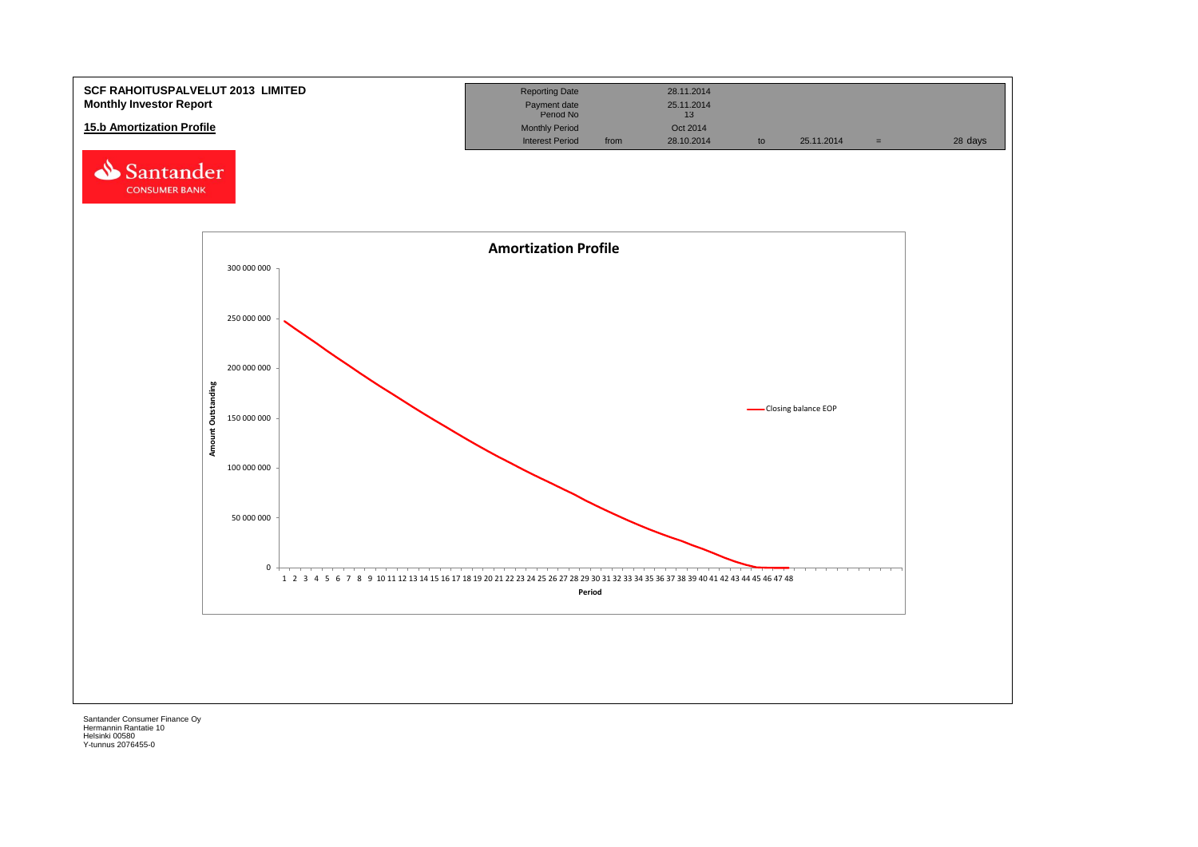**SCF RAHOITUSPALVELUT 2013 LIMITED**
**Monthly Investor Report**

## 15.b Amortization Profile

| Reporting Date | | 28.11.2014 | | | | |
|---|---|---|---|---|---|---|
| Payment date | | 25.11.2014 | | | | |
| Period No | | 13 | | | | |
| Monthly Period | | Oct 2014 | | | | |
| Interest Period | from | 28.10.2014 | to | 25.11.2014 | = | 28 days |

Santander CONSUMER BANK

**Amortization Profile**

Y-axis: Amount Outstanding (0 – 300 000 000)
X-axis: Period (1 – 48)
Legend: Closing balance EOP

Santander Consumer Finance Oy
Hermannin Rantatie 10
Helsinki 00580
Y-tunnus 2076455-0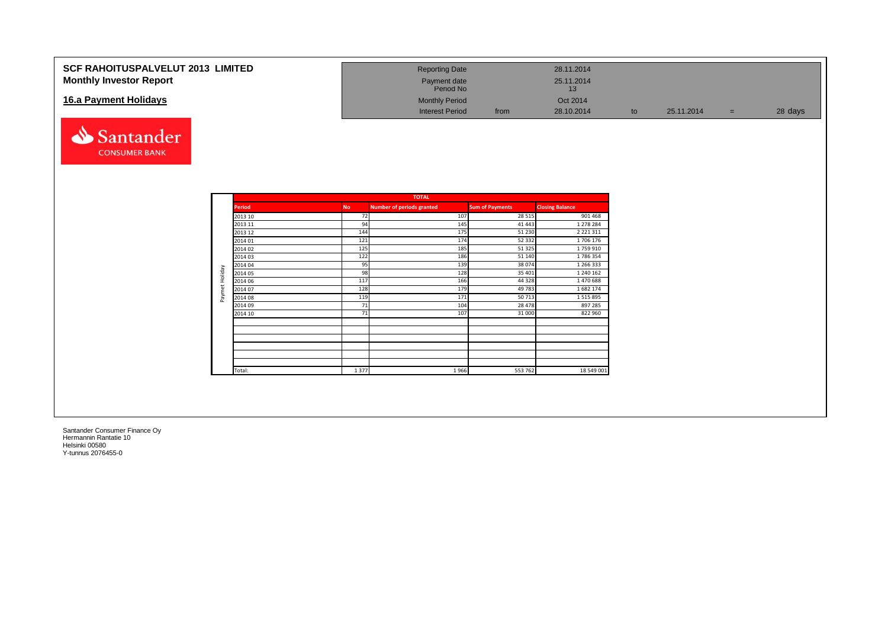# SCF RAHOITUSPALVELUT 2013 LIMITED
## Monthly Investor Report

| | | | | | | |
|---|---|---|---|---|---|---|
| Reporting Date | | 28.11.2014 | | | | |
| Payment date | | 25.11.2014 | | | | |
| Period No | | 13 | | | | |
| Monthly Period | | Oct 2014 | | | | |
| Interest Period | from | 28.10.2014 | to | 25.11.2014 | = | 28 days |

## 16.a Payment Holidays

Santander CONSUMER BANK

| | TOTAL | | | | |
|---|---|---|---|---|---|
| | Period | No | Number of periods granted | Sum of Payments | Closing Balance |
| Paymet Holiday | 2013 10 | 72 | 107 | 28 515 | 901 468 |
| | 2013 11 | 94 | 145 | 41 443 | 1 278 284 |
| | 2013 12 | 144 | 175 | 51 230 | 2 221 311 |
| | 2014 01 | 121 | 174 | 52 332 | 1 706 176 |
| | 2014 02 | 125 | 185 | 51 325 | 1 759 910 |
| | 2014 03 | 122 | 186 | 51 140 | 1 786 354 |
| | 2014 04 | 95 | 139 | 38 074 | 1 266 333 |
| | 2014 05 | 98 | 128 | 35 401 | 1 240 162 |
| | 2014 06 | 117 | 166 | 44 328 | 1 470 688 |
| | 2014 07 | 128 | 179 | 49 783 | 1 682 174 |
| | 2014 08 | 119 | 171 | 50 713 | 1 515 895 |
| | 2014 09 | 71 | 104 | 28 478 | 897 285 |
| | 2014 10 | 71 | 107 | 31 000 | 822 960 |
| | | | | | |
| | | | | | |
| | | | | | |
| | | | | | |
| | | | | | |
| | | | | | |
| | Total: | 1 377 | 1 966 | 553 762 | 18 549 001 |

Santander Consumer Finance Oy
Hermannin Rantatie 10
Helsinki 00580
Y-tunnus 2076455-0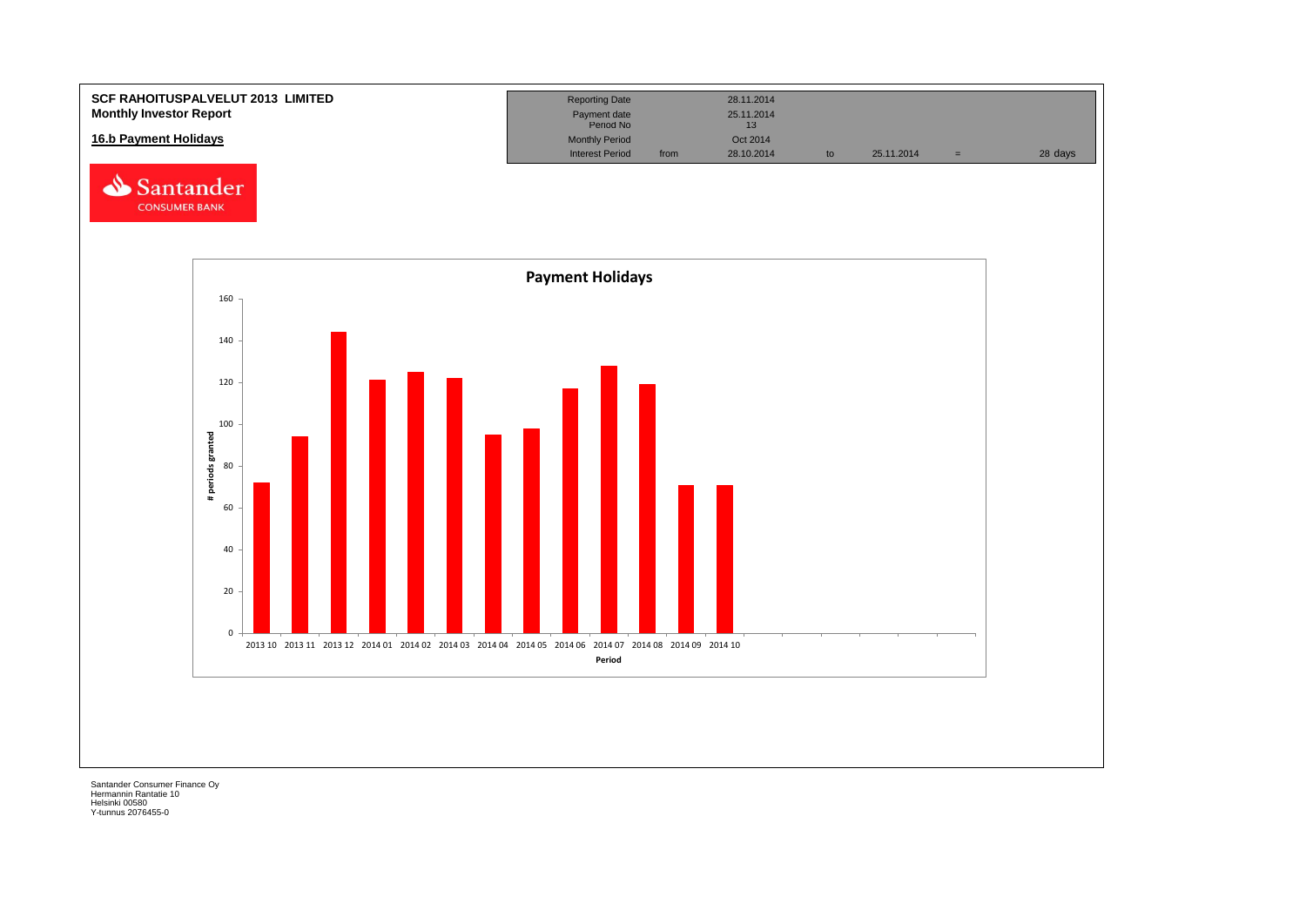**SCF RAHOITUSPALVELUT 2013 LIMITED**
**Monthly Investor Report**

## 16.b Payment Holidays

| | | | | | | |
|---|---|---|---|---|---|---|
| Reporting Date | | 28.11.2014 | | | | |
| Payment date | | 25.11.2014 | | | | |
| Period No | | 13 | | | | |
| Monthly Period | | Oct 2014 | | | | |
| Interest Period | from | 28.10.2014 | to | 25.11.2014 | = | 28 days |

**Payment Holidays**

| Period | # periods granted |
|---|---|
| 2013 10 | 72 |
| 2013 11 | 94 |
| 2013 12 | 144 |
| 2014 01 | 121 |
| 2014 02 | 125 |
| 2014 03 | 122 |
| 2014 04 | 95 |
| 2014 05 | 98 |
| 2014 06 | 117 |
| 2014 07 | 128 |
| 2014 08 | 119 |
| 2014 09 | 71 |
| 2014 10 | 71 |

Santander Consumer Finance Oy
Hermannin Rantatie 10
Helsinki 00580
Y-tunnus 2076455-0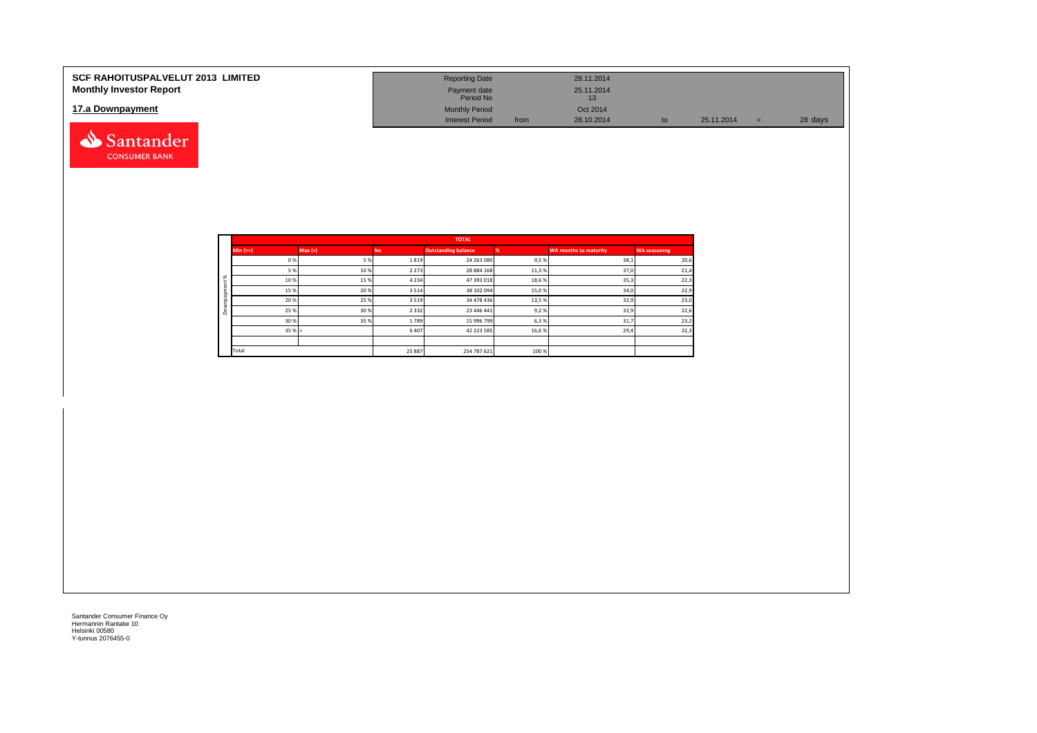**SCF RAHOITUSPALVELUT 2013 LIMITED**
**Monthly Investor Report**

## 17.a Downpayment

| | | | | | | |
|---|---|---|---|---|---|---|
| Reporting Date | | 28.11.2014 | | | | |
| Payment date | | 25.11.2014 | | | | |
| Period No | | 13 | | | | |
| Monthly Period | | Oct 2014 | | | | |
| Interest Period | from | 28.10.2014 | to | 25.11.2014 | = | 28 days |

| | TOTAL | | | | | | |
|---|---|---|---|---|---|---|---|
| | Min (>=) | Max (<) | No | Outstanding balance | % | WA months to maturity | WA seasoning |
| Downpayment % | 0 % | 5 % | 1 819 | 24 263 080 | 9,5 % | 38,1 | 20,6 |
| | 5 % | 10 % | 2 273 | 28 884 168 | 11,3 % | 37,0 | 21,4 |
| | 10 % | 15 % | 4 234 | 47 393 018 | 18,6 % | 35,3 | 22,3 |
| | 15 % | 20 % | 3 514 | 38 102 094 | 15,0 % | 34,0 | 22,9 |
| | 20 % | 25 % | 3 519 | 34 478 436 | 13,5 % | 32,9 | 23,0 |
| | 25 % | 30 % | 2 332 | 23 446 441 | 9,2 % | 32,9 | 22,6 |
| | 30 % | 35 % | 1 789 | 15 996 799 | 6,3 % | 31,7 | 23,2 |
| | 35 % | > | 6 407 | 42 223 585 | 16,6 % | 29,4 | 22,3 |
| | | | | | | | |
| | Total | | 25 887 | 254 787 621 | 100 % | | |

Santander Consumer Finance Oy
Hermannin Rantatie 10
Helsinki 00580
Y-tunnus 2076455-0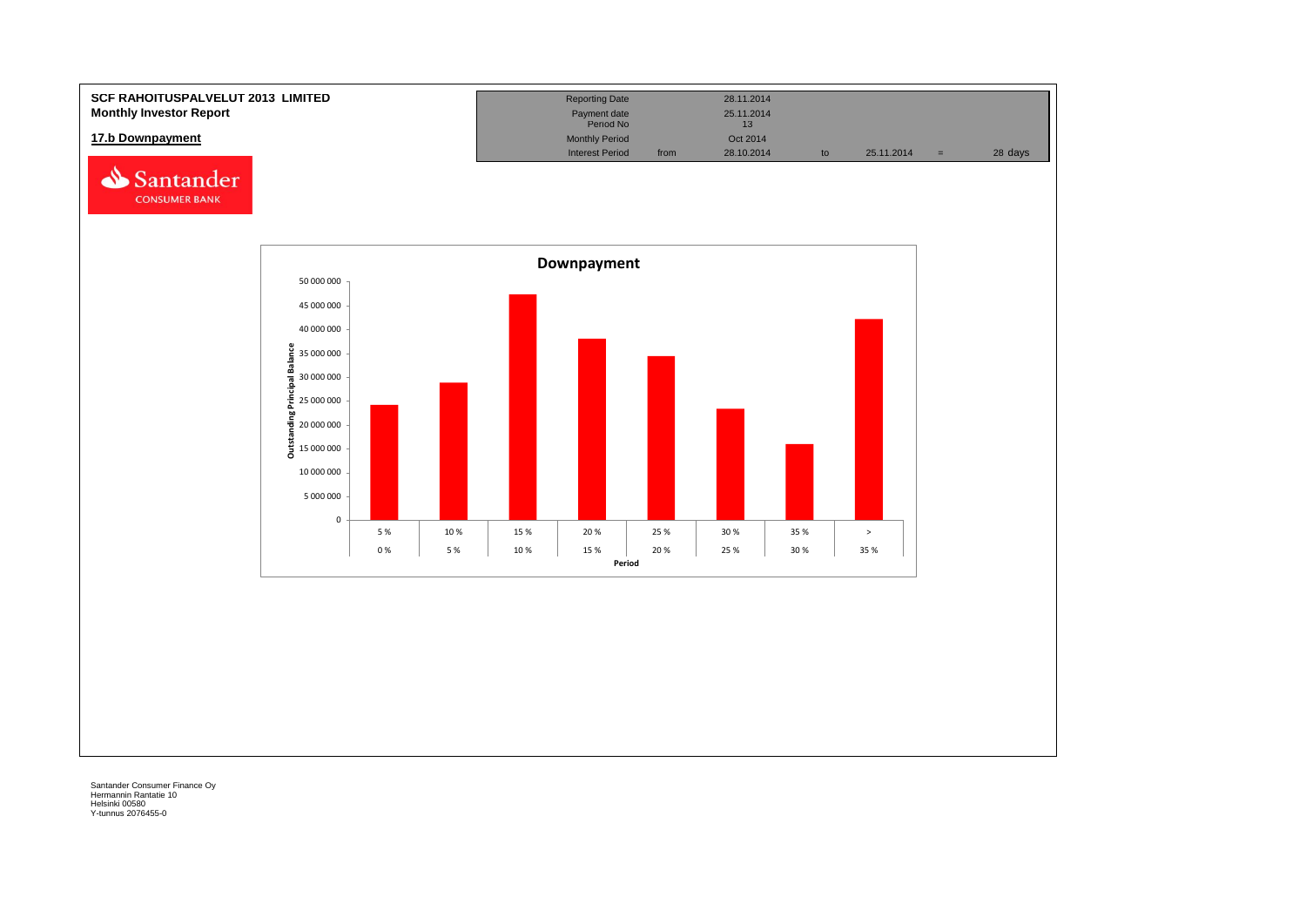**SCF RAHOITUSPALVELUT 2013 LIMITED**
**Monthly Investor Report**

**17.b Downpayment**

| | | | | | | |
|---|---|---|---|---|---|---|
| Reporting Date | | 28.11.2014 | | | | |
| Payment date | | 25.11.2014 | | | | |
| Period No | | 13 | | | | |
| Monthly Period | | Oct 2014 | | | | |
| Interest Period | from | 28.10.2014 | to | 25.11.2014 | = | 28 days |

**Downpayment**

Outstanding Principal Balance

50 000 000
45 000 000
40 000 000
35 000 000
30 000 000
25 000 000
20 000 000
15 000 000
10 000 000
5 000 000
0

| 5 % | 10 % | 15 % | 20 % | 25 % | 30 % | 35 % | > |
|---|---|---|---|---|---|---|---|
| 0 % | 5 % | 10 % | 15 % | 20 % | 25 % | 30 % | 35 % |

Period

Santander Consumer Finance Oy
Hermannin Rantatie 10
Helsinki 00580
Y-tunnus 2076455-0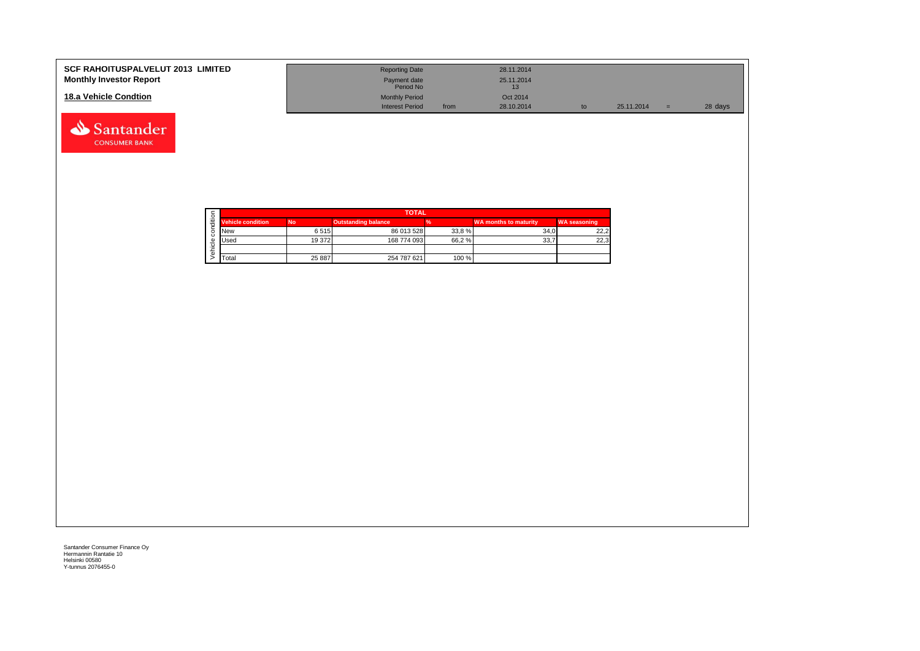**SCF RAHOITUSPALVELUT 2013 LIMITED**
**Monthly Investor Report**

## 18.a Vehicle Condtion

| | | | | | |
|---|---|---|---|---|---|
| Reporting Date | | 28.11.2014 | | | |
| Payment date | | 25.11.2014 | | | |
| Period No | | 13 | | | |
| Monthly Period | | Oct 2014 | | | |
| Interest Period | from | 28.10.2014 | to | 25.11.2014 = | 28 days |

| TOTAL | | | | | |
|---|---|---|---|---|---|
| Vehicle condition | No | Outstanding balance | % | WA months to maturity | WA seasoning |
| New | 6 515 | 86 013 528 | 33,8 % | 34,0 | 22,2 |
| Used | 19 372 | 168 774 093 | 66,2 % | 33,7 | 22,3 |
| | | | | | |
| Total | 25 887 | 254 787 621 | 100 % | | |

Santander Consumer Finance Oy
Hermannin Rantatie 10
Helsinki 00580
Y-tunnus 2076455-0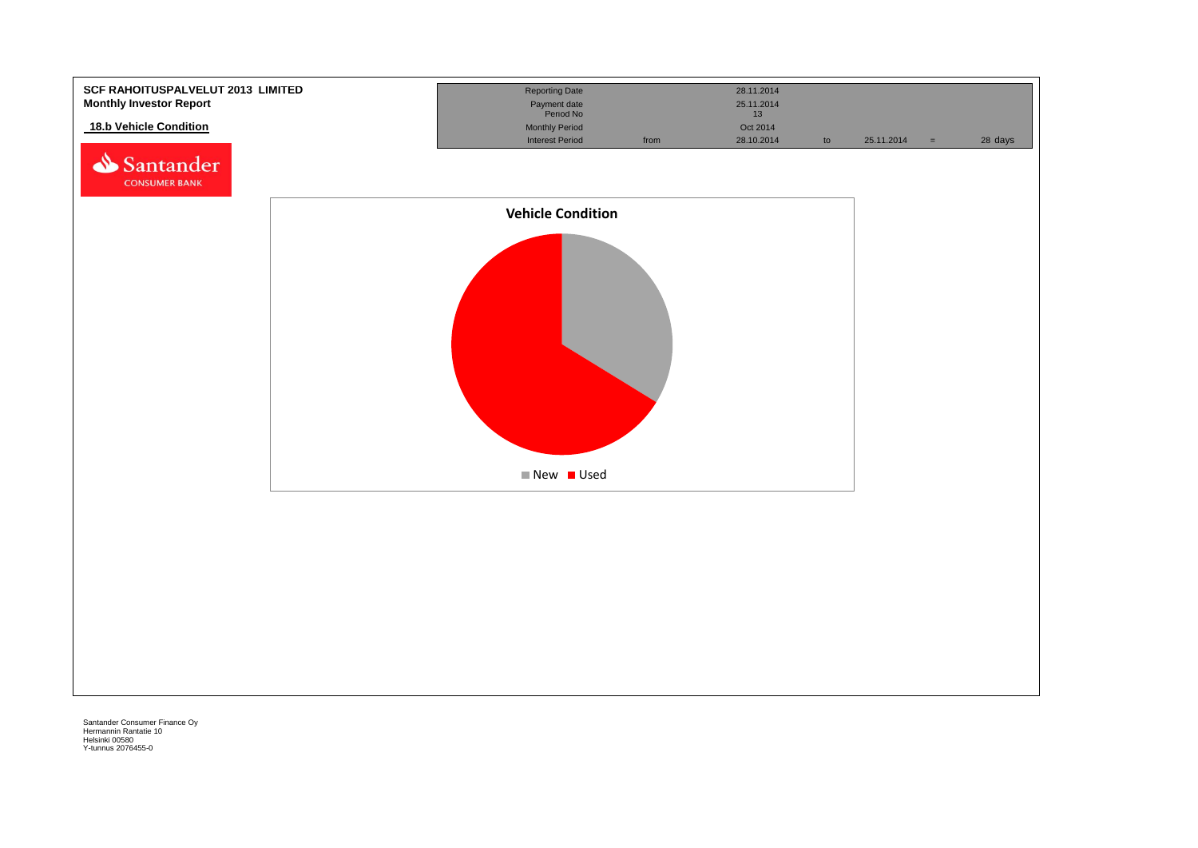**SCF RAHOITUSPALVELUT 2013 LIMITED**
**Monthly Investor Report**

**18.b Vehicle Condition**

| Reporting Date | | 28.11.2014 | | | | |
|---|---|---|---|---|---|---|
| Payment date | | 25.11.2014 | | | | |
| Period No | | 13 | | | | |
| Monthly Period | | Oct 2014 | | | | |
| Interest Period | from | 28.10.2014 | to | 25.11.2014 | = | 28 days |

**Vehicle Condition**

New / Used

Santander Consumer Finance Oy
Hermannin Rantatie 10
Helsinki 00580
Y-tunnus 2076455-0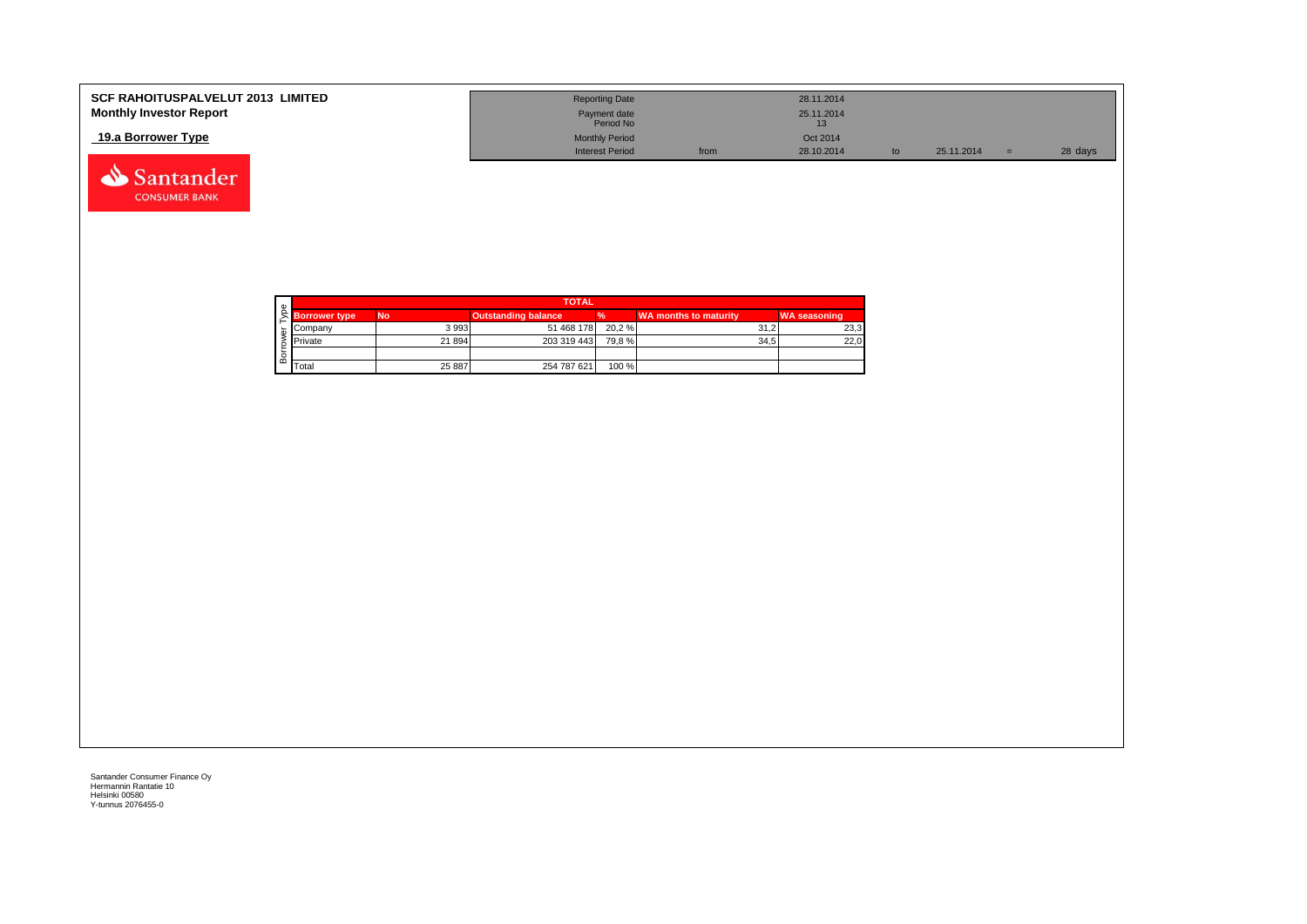**SCF RAHOITUSPALVELUT 2013 LIMITED**
**Monthly Investor Report**

**19.a Borrower Type**

| Reporting Date | | 28.11.2014 | | | | |
|---|---|---|---|---|---|---|
| Payment date Period No | | 25.11.2014 13 | | | | |
| Monthly Period | | Oct 2014 | | | | |
| Interest Period | from | 28.10.2014 | to | 25.11.2014 | = | 28 days |

| Borrower Type | TOTAL | | | | | |
|---|---|---|---|---|---|---|
| | Borrower type | No | Outstanding balance | % | WA months to maturity | WA seasoning |
| | Company | 3 993 | 51 468 178 | 20,2 % | 31,2 | 23,3 |
| | Private | 21 894 | 203 319 443 | 79,8 % | 34,5 | 22,0 |
| | | | | | | |
| | Total | 25 887 | 254 787 621 | 100 % | | |

Santander Consumer Finance Oy
Hermannin Rantatie 10
Helsinki 00580
Y-tunnus 2076455-0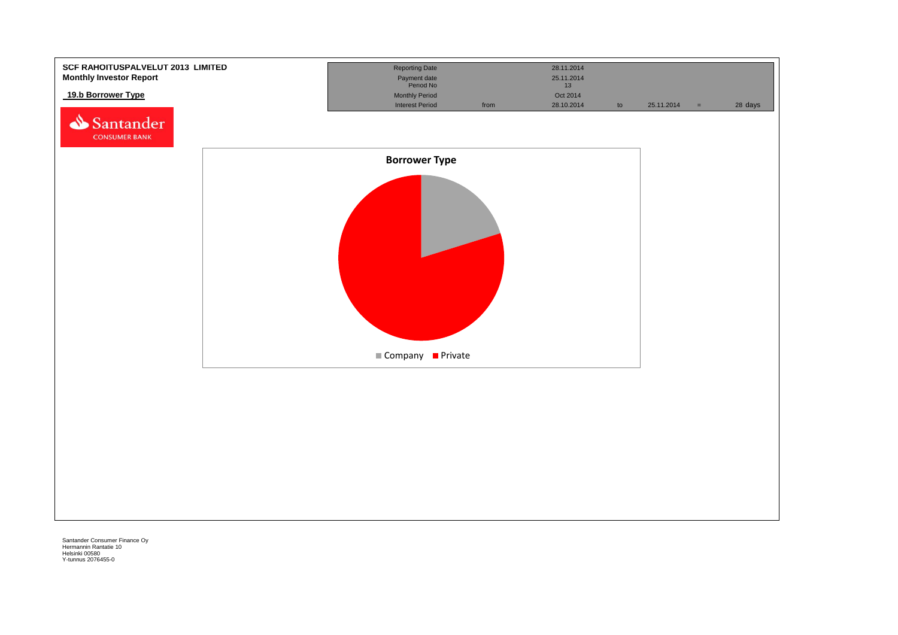**SCF RAHOITUSPALVELUT 2013 LIMITED**
**Monthly Investor Report**

**19.b Borrower Type**

Santander CONSUMER BANK

| | | | | | | |
|---|---|---|---|---|---|---|
| Reporting Date | | 28.11.2014 | | | | |
| Payment date | | 25.11.2014 | | | | |
| Period No | | 13 | | | | |
| Monthly Period | | Oct 2014 | | | | |
| Interest Period | from | 28.10.2014 | to | 25.11.2014 | = | 28 days |

**Borrower Type**

Company | Private

Santander Consumer Finance Oy
Hermannin Rantatie 10
Helsinki 00580
Y-tunnus 2076455-0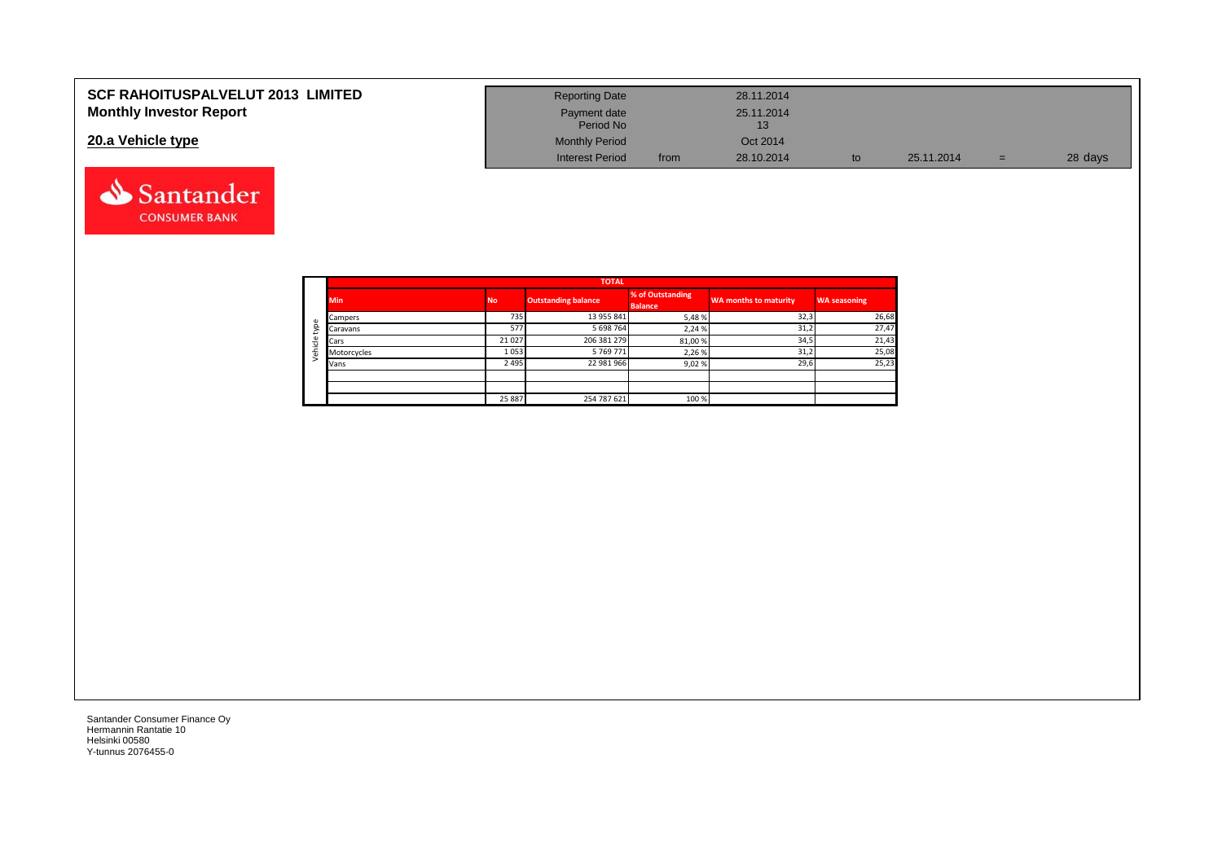# SCF RAHOITUSPALVELUT 2013 LIMITED
## Monthly Investor Report

### 20.a Vehicle type

| Reporting Date | | 28.11.2014 | | | | |
|---|---|---|---|---|---|---|
| Payment date | | 25.11.2014 | | | | |
| Period No | | 13 | | | | |
| Monthly Period | | Oct 2014 | | | | |
| Interest Period | from | 28.10.2014 | to | 25.11.2014 | = | 28 days |

| | TOTAL | | | | | |
|---|---|---|---|---|---|---|
| | Min | No | Outstanding balance | % of Outstanding Balance | WA months to maturity | WA seasoning |
| Vehicle type | Campers | 735 | 13 955 841 | 5,48 % | 32,3 | 26,68 |
| | Caravans | 577 | 5 698 764 | 2,24 % | 31,2 | 27,47 |
| | Cars | 21 027 | 206 381 279 | 81,00 % | 34,5 | 21,43 |
| | Motorcycles | 1 053 | 5 769 771 | 2,26 % | 31,2 | 25,08 |
| | Vans | 2 495 | 22 981 966 | 9,02 % | 29,6 | 25,23 |
| | | | | | | |
| | | | | | | |
| | | 25 887 | 254 787 621 | 100 % | | |

Santander Consumer Finance Oy
Hermannin Rantatie 10
Helsinki 00580
Y-tunnus 2076455-0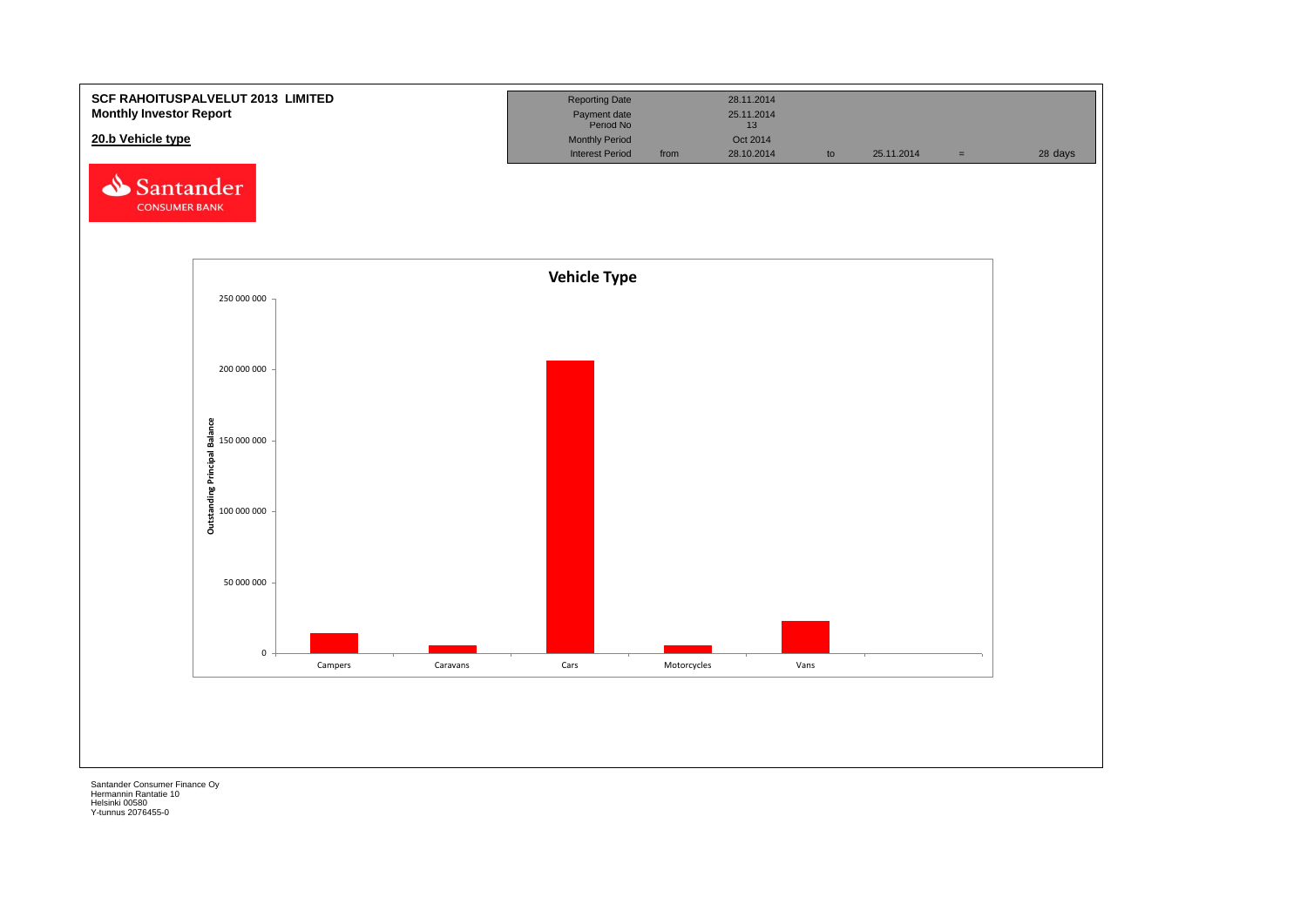**SCF RAHOITUSPALVELUT 2013 LIMITED**
**Monthly Investor Report**

**20.b Vehicle type**

| Reporting Date | | 28.11.2014 | | | | |
|---|---|---|---|---|---|---|
| Payment date | | 25.11.2014 | | | | |
| Period No | | 13 | | | | |
| Monthly Period | | Oct 2014 | | | | |
| Interest Period | from | 28.10.2014 | to | 25.11.2014 | = | 28 days |

Santander CONSUMER BANK

**Vehicle Type**

Outstanding Principal Balance

250 000 000
200 000 000
150 000 000
100 000 000
50 000 000
0

Campers | Caravans | Cars | Motorcycles | Vans

Santander Consumer Finance Oy
Hermannin Rantatie 10
Helsinki 00580
Y-tunnus 2076455-0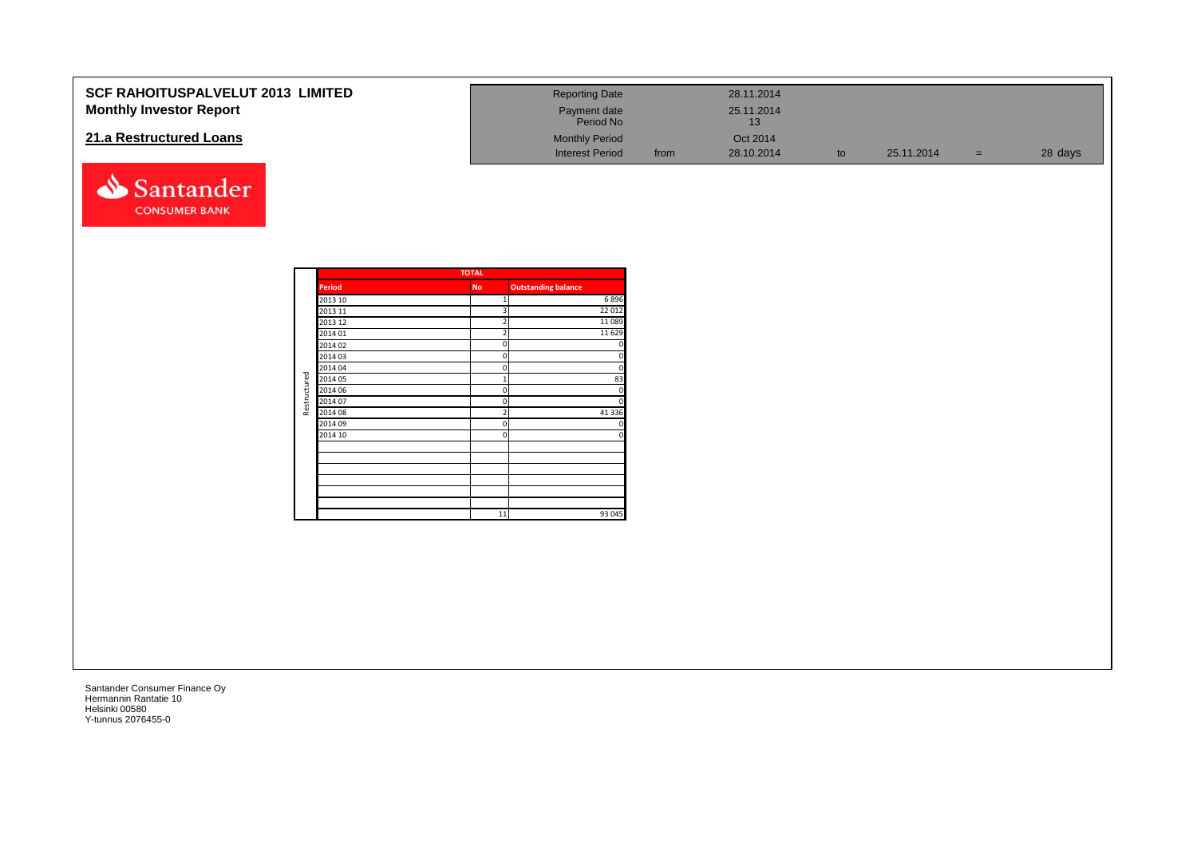**SCF RAHOITUSPALVELUT 2013 LIMITED**
**Monthly Investor Report**

## 21.a Restructured Loans

| | | | | | | |
|---|---|---|---|---|---|---|
| Reporting Date | | 28.11.2014 | | | | |
| Payment date | | 25.11.2014 | | | | |
| Period No | | 13 | | | | |
| Monthly Period | | Oct 2014 | | | | |
| Interest Period | from | 28.10.2014 | to | 25.11.2014 | = | 28 days |

| | TOTAL | | |
|---|---|---|---|
| | Period | No | Outstanding balance |
| Restructured | 2013 10 | 1 | 6 896 |
| | 2013 11 | 3 | 22 012 |
| | 2013 12 | 2 | 11 089 |
| | 2014 01 | 2 | 11 629 |
| | 2014 02 | 0 | 0 |
| | 2014 03 | 0 | 0 |
| | 2014 04 | 0 | 0 |
| | 2014 05 | 1 | 83 |
| | 2014 06 | 0 | 0 |
| | 2014 07 | 0 | 0 |
| | 2014 08 | 2 | 41 336 |
| | 2014 09 | 0 | 0 |
| | 2014 10 | 0 | 0 |
| | | | |
| | | | |
| | | | |
| | | | |
| | | | |
| | | | |
| | | 11 | 93 045 |

Santander Consumer Finance Oy
Hermannin Rantatie 10
Helsinki 00580
Y-tunnus 2076455-0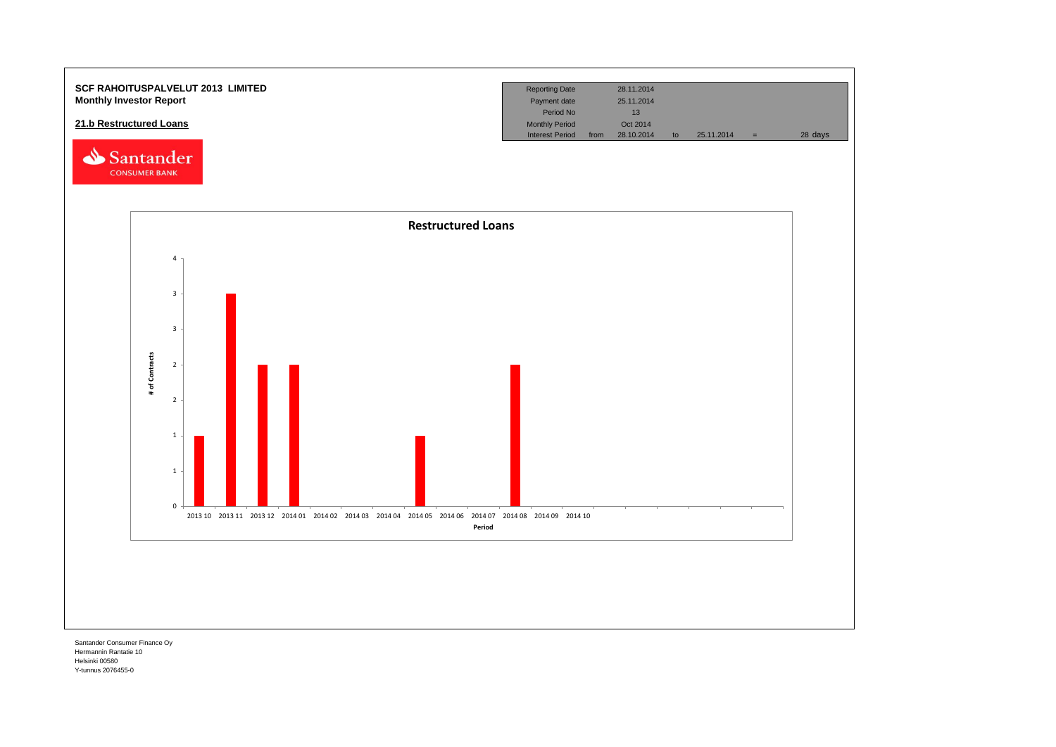**SCF RAHOITUSPALVELUT 2013 LIMITED**
**Monthly Investor Report**

**21.b Restructured Loans**

| Reporting Date | | 28.11.2014 | | | | |
|---|---|---|---|---|---|---|
| Payment date | | 25.11.2014 | | | | |
| Period No | | 13 | | | | |
| Monthly Period | | Oct 2014 | | | | |
| Interest Period | from | 28.10.2014 | to | 25.11.2014 | = | 28 days |

**Restructured Loans**

| Period | # of Contracts |
|---|---|
| 2013 10 | 1 |
| 2013 11 | 3 |
| 2013 12 | 2 |
| 2014 01 | 2 |
| 2014 02 | |
| 2014 03 | |
| 2014 04 | |
| 2014 05 | 1 |
| 2014 06 | |
| 2014 07 | |
| 2014 08 | 2 |
| 2014 09 | |
| 2014 10 | |

Santander Consumer Finance Oy
Hermannin Rantatie 10
Helsinki 00580
Y-tunnus 2076455-0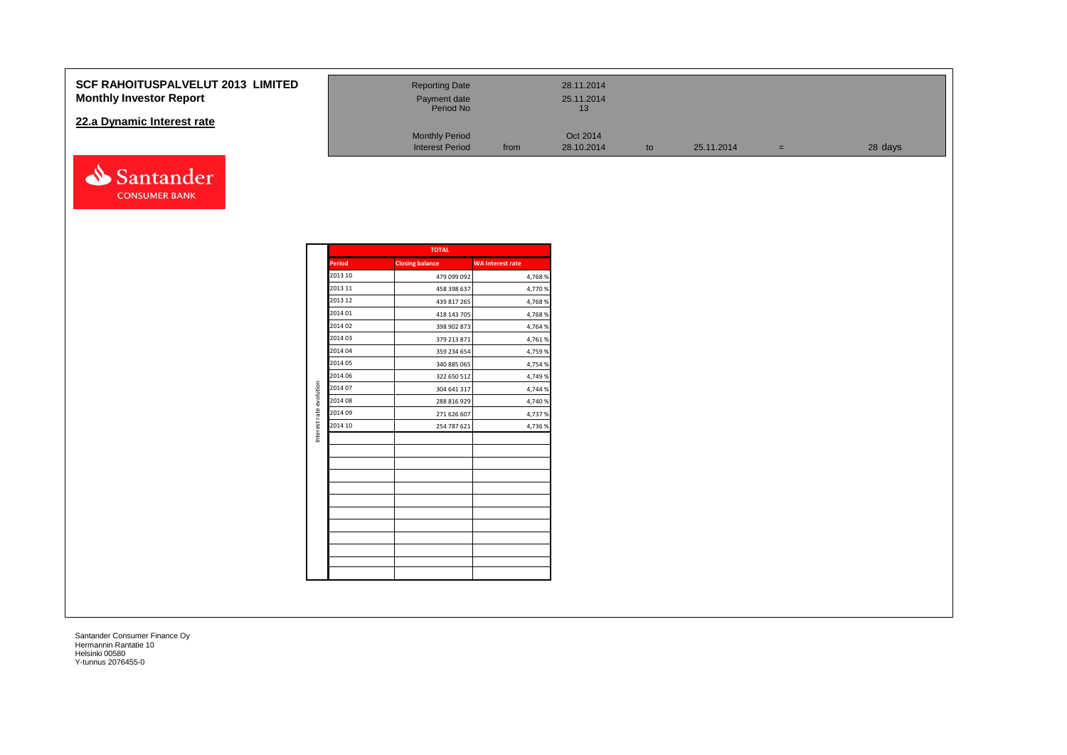**SCF RAHOITUSPALVELUT 2013 LIMITED**
**Monthly Investor Report**

## 22.a Dynamic Interest rate

| | | | | | | |
|---|---|---|---|---|---|---|
| Reporting Date | | 28.11.2014 | | | | |
| Payment date | | 25.11.2014 | | | | |
| Period No | | 13 | | | | |
| Monthly Period | | Oct 2014 | | | | |
| Interest Period | from | 28.10.2014 | to | 25.11.2014 | = | 28 days |

Interest rate evolution

| TOTAL | | |
|---|---|---|
| Period | Closing balance | WA Interest rate |
| 2013 10 | 479 099 092 | 4,768 % |
| 2013 11 | 458 398 637 | 4,770 % |
| 2013 12 | 439 817 265 | 4,768 % |
| 2014 01 | 418 143 705 | 4,768 % |
| 2014 02 | 398 902 873 | 4,764 % |
| 2014 03 | 379 213 871 | 4,761 % |
| 2014 04 | 359 234 654 | 4,759 % |
| 2014 05 | 340 885 065 | 4,754 % |
| 2014 06 | 322 650 512 | 4,749 % |
| 2014 07 | 304 641 317 | 4,744 % |
| 2014 08 | 288 816 929 | 4,740 % |
| 2014 09 | 271 626 607 | 4,737 % |
| 2014 10 | 254 787 621 | 4,736 % |

Santander Consumer Finance Oy
Hermannin Rantatie 10
Helsinki 00580
Y-tunnus 2076455-0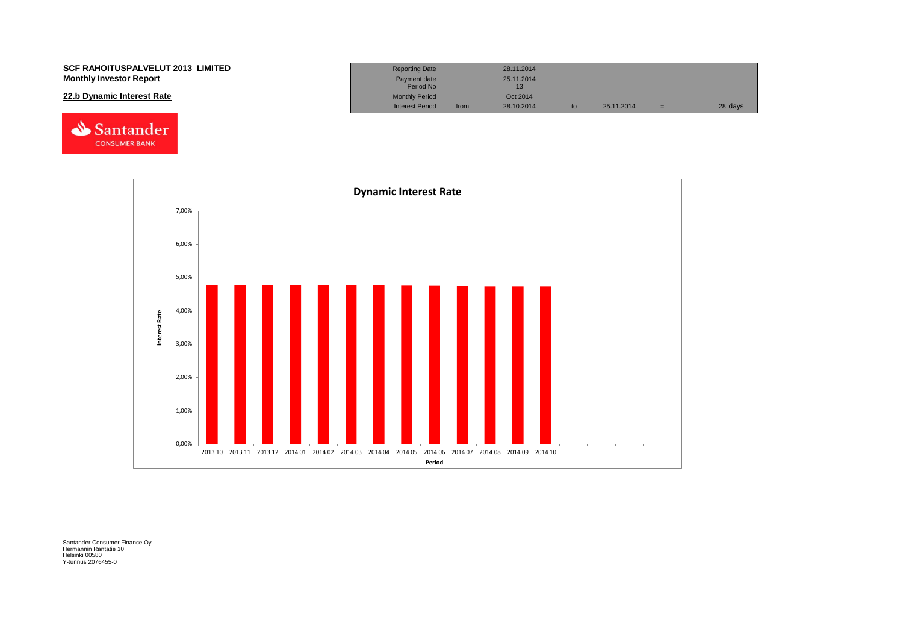**SCF RAHOITUSPALVELUT 2013 LIMITED**
**Monthly Investor Report**

**22.b Dynamic Interest Rate**

| | | | | | | |
|---|---|---|---|---|---|---|
| Reporting Date | | 28.11.2014 | | | | |
| Payment date | | 25.11.2014 | | | | |
| Period No | | 13 | | | | |
| Monthly Period | | Oct 2014 | | | | |
| Interest Period | from | 28.10.2014 | to | 25.11.2014 | = | 28 days |

Santander CONSUMER BANK

**Dynamic Interest Rate**

Interest Rate: 7,00% 6,00% 5,00% 4,00% 3,00% 2,00% 1,00% 0,00%

Period: 2013 10, 2013 11, 2013 12, 2014 01, 2014 02, 2014 03, 2014 04, 2014 05, 2014 06, 2014 07, 2014 08, 2014 09, 2014 10

Santander Consumer Finance Oy
Hermannin Rantatie 10
Helsinki 00580
Y-tunnus 2076455-0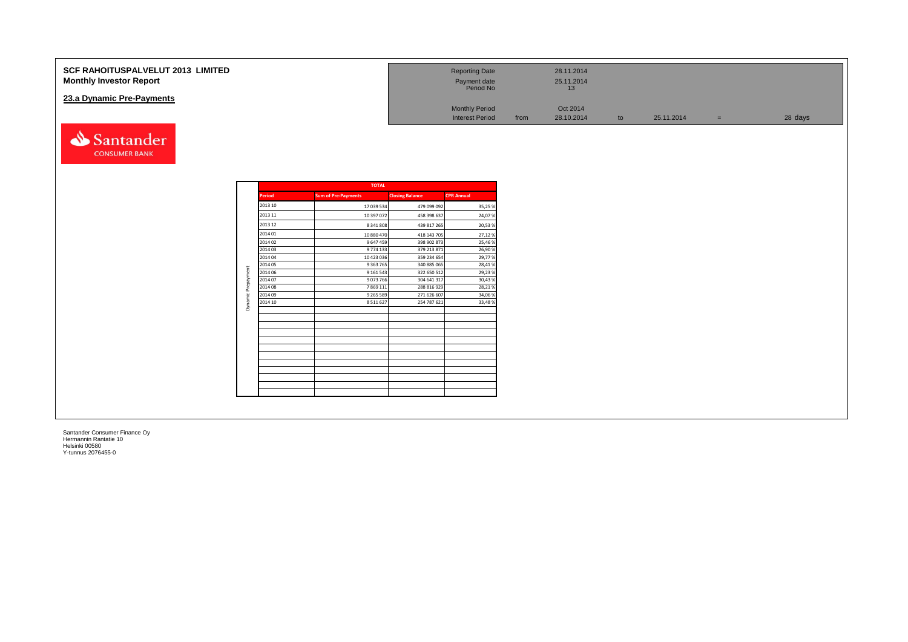**SCF RAHOITUSPALVELUT 2013 LIMITED**
**Monthly Investor Report**

## 23.a Dynamic Pre-Payments

| | | | | | | |
|---|---|---|---|---|---|---|
| Reporting Date | | 28.11.2014 | | | | |
| Payment date | | 25.11.2014 | | | | |
| Period No | | 13 | | | | |
| Monthly Period | | Oct 2014 | | | | |
| Interest Period | from | 28.10.2014 | to | 25.11.2014 | = | 28 days |

Santander CONSUMER BANK

Dynamic Prepayment

| TOTAL | | | |
|---|---|---|---|
| **Period** | **Sum of Pre-Payments** | **Closing Balance** | **CPR Annual** |
| 2013 10 | 17 039 534 | 479 099 092 | 35,25 % |
| 2013 11 | 10 397 072 | 458 398 637 | 24,07 % |
| 2013 12 | 8 341 808 | 439 817 265 | 20,53 % |
| 2014 01 | 10 880 470 | 418 143 705 | 27,12 % |
| 2014 02 | 9 647 459 | 398 902 873 | 25,46 % |
| 2014 03 | 9 774 133 | 379 213 871 | 26,90 % |
| 2014 04 | 10 423 036 | 359 234 654 | 29,77 % |
| 2014 05 | 9 363 765 | 340 885 065 | 28,41 % |
| 2014 06 | 9 161 543 | 322 650 512 | 29,23 % |
| 2014 07 | 9 073 766 | 304 641 317 | 30,43 % |
| 2014 08 | 7 869 111 | 288 816 929 | 28,21 % |
| 2014 09 | 9 265 589 | 271 626 607 | 34,06 % |
| 2014 10 | 8 511 627 | 254 787 621 | 33,48 % |

Santander Consumer Finance Oy
Hermannin Rantatie 10
Helsinki 00580
Y-tunnus 2076455-0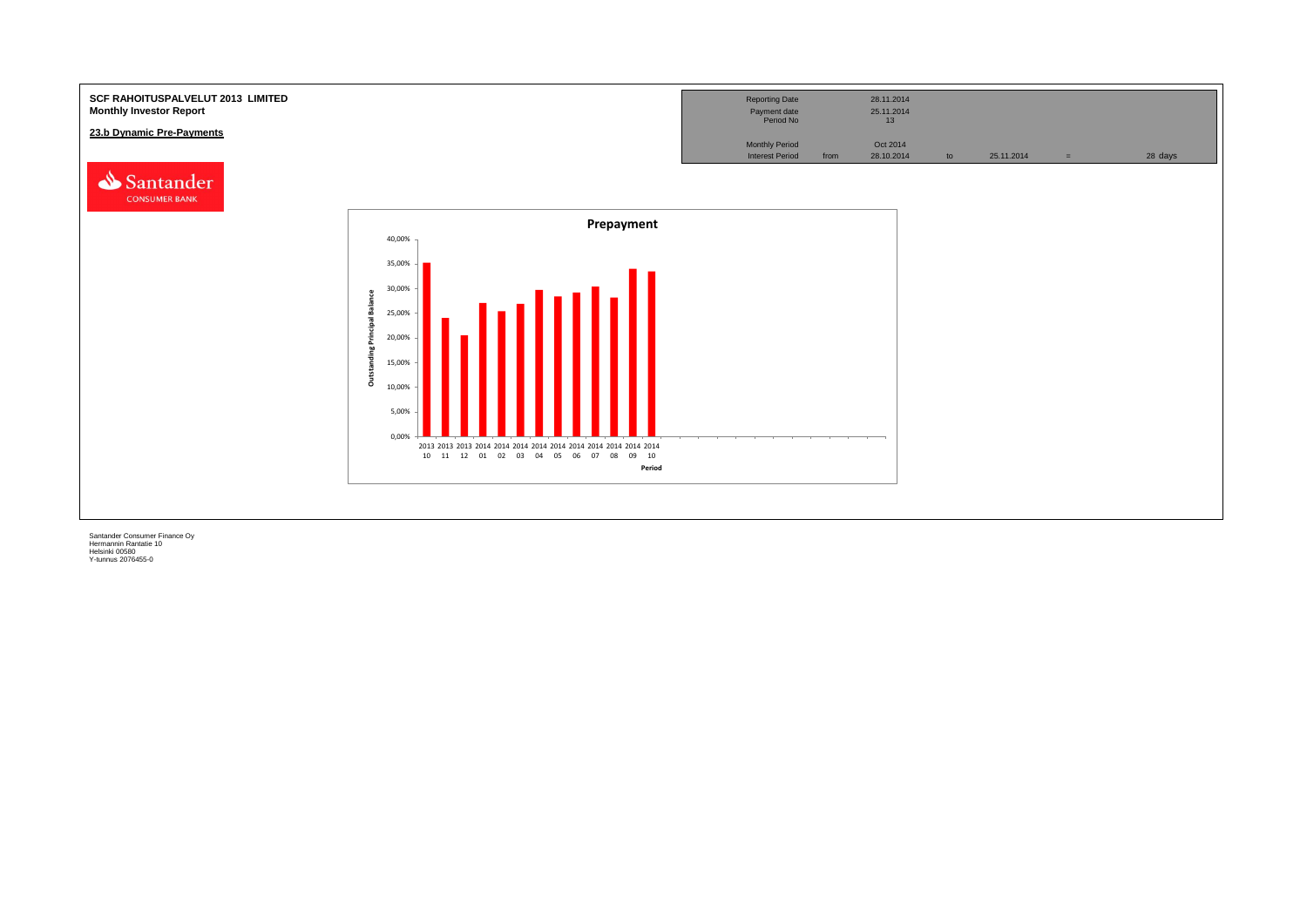**SCF RAHOITUSPALVELUT 2013 LIMITED**
**Monthly Investor Report**

**23.b Dynamic Pre-Payments**

| Reporting Date | | 28.11.2014 | | | | |
|---|---|---|---|---|---|---|
| Payment date | | 25.11.2014 | | | | |
| Period No | | 13 | | | | |
| Monthly Period | | Oct 2014 | | | | |
| Interest Period | from | 28.10.2014 | to | 25.11.2014 | = | 28 days |

Santander CONSUMER BANK

**Prepayment**

Outstanding Principal Balance

40,00%
35,00%
30,00%
25,00%
20,00%
15,00%
10,00%
5,00%
0,00%

2013 10, 2013 11, 2013 12, 2014 01, 2014 02, 2014 03, 2014 04, 2014 05, 2014 06, 2014 07, 2014 08, 2014 09, 2014 10

Period

Santander Consumer Finance Oy
Hermannin Rantatie 10
Helsinki 00580
Y-tunnus 2076455-0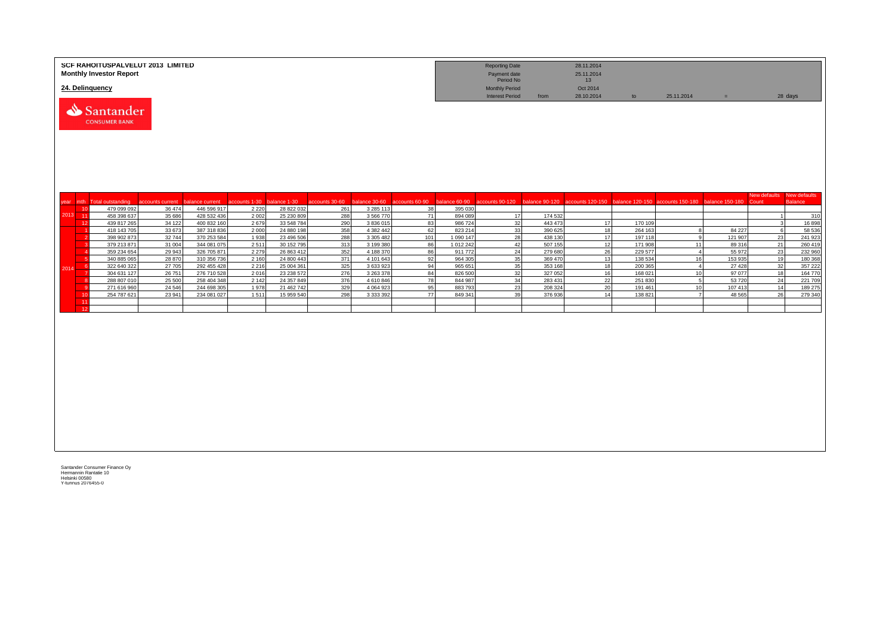**SCF RAHOITUSPALVELUT 2013 LIMITED**
**Monthly Investor Report**

**24. Delinquency**

| Reporting Date | | 28.11.2014 | | | | |
|---|---|---|---|---|---|---|
| Payment date | | 25.11.2014 | | | | |
| Period No | | 13 | | | | |
| Monthly Period | | Oct 2014 | | | | |
| Interest Period | from | 28.10.2014 | to | 25.11.2014 | = | 28 days |

Santander CONSUMER BANK

| year | mth | Total outstanding | accounts current | balance current | accounts 1-30 | balance 1-30 | accounts 30-60 | balance 30-60 | accounts 60-90 | balance 60-90 | accounts 90-120 | balance 90-120 | accounts 120-150 | balance 120-150 | accounts 150-180 | balance 150-180 | New defaults Count | New defaults Balance |
|---|---|---|---|---|---|---|---|---|---|---|---|---|---|---|---|---|---|---|
| 2013 | 10 | 479 099 092 | 36 474 | 446 596 917 | 2 220 | 28 822 032 | 261 | 3 285 113 | 38 | 395 030 | | | | | | | | |
| | 11 | 458 398 637 | 35 686 | 428 532 436 | 2 002 | 25 230 809 | 288 | 3 566 770 | 71 | 894 089 | 17 | 174 532 | | | | | 1 | 310 |
| | 12 | 439 817 265 | 34 122 | 400 832 160 | 2 679 | 33 548 784 | 290 | 3 836 015 | 83 | 986 724 | 32 | 443 473 | 17 | 170 109 | | | 3 | 16 898 |
| 2014 | 1 | 418 143 705 | 33 673 | 387 318 836 | 2 000 | 24 880 198 | 358 | 4 382 442 | 62 | 823 214 | 33 | 390 625 | 18 | 264 163 | 8 | 84 227 | 6 | 58 536 |
| | 2 | 398 902 873 | 32 744 | 370 253 584 | 1 938 | 23 496 506 | 288 | 3 305 482 | 101 | 1 090 147 | 28 | 438 130 | 17 | 197 118 | 9 | 121 907 | 23 | 241 923 |
| | 3 | 379 213 871 | 31 004 | 344 081 075 | 2 511 | 30 152 795 | 313 | 3 199 380 | 86 | 1 012 242 | 42 | 507 155 | 12 | 171 908 | 11 | 89 316 | 21 | 260 419 |
| | 4 | 359 234 654 | 29 943 | 326 705 871 | 2 279 | 26 863 412 | 352 | 4 188 370 | 86 | 911 772 | 24 | 279 680 | 26 | 229 577 | 4 | 55 972 | 23 | 232 960 |
| | 5 | 340 885 065 | 28 870 | 310 356 736 | 2 160 | 24 800 443 | 371 | 4 101 643 | 92 | 964 305 | 35 | 369 470 | 13 | 138 534 | 16 | 153 935 | 19 | 180 368 |
| | 6 | 322 640 322 | 27 705 | 292 455 428 | 2 216 | 25 004 361 | 325 | 3 633 923 | 94 | 965 651 | 35 | 353 168 | 18 | 200 365 | 4 | 27 428 | 32 | 357 222 |
| | 7 | 304 631 127 | 26 751 | 276 710 528 | 2 016 | 23 238 572 | 276 | 3 263 378 | 84 | 826 500 | 32 | 327 052 | 16 | 168 021 | 10 | 97 077 | 18 | 164 770 |
| | 8 | 288 807 010 | 25 500 | 258 404 348 | 2 142 | 24 357 849 | 376 | 4 610 846 | 78 | 844 987 | 34 | 283 431 | 22 | 251 830 | 5 | 53 720 | 24 | 221 709 |
| | 9 | 271 616 960 | 24 546 | 244 698 305 | 1 978 | 21 462 742 | 329 | 4 064 923 | 95 | 883 793 | 23 | 208 324 | 20 | 191 461 | 10 | 107 413 | 14 | 189 275 |
| | 10 | 254 787 621 | 23 941 | 234 081 027 | 1 511 | 15 959 540 | 298 | 3 333 392 | 77 | 849 341 | 39 | 376 936 | 14 | 138 821 | 7 | 48 565 | 26 | 279 340 |
| | 11 | | | | | | | | | | | | | | | | | |
| | 12 | | | | | | | | | | | | | | | | | |

Santander Consumer Finance Oy
Hermannin Rantatie 10
Helsinki 00580
Y-tunnus 2076455-0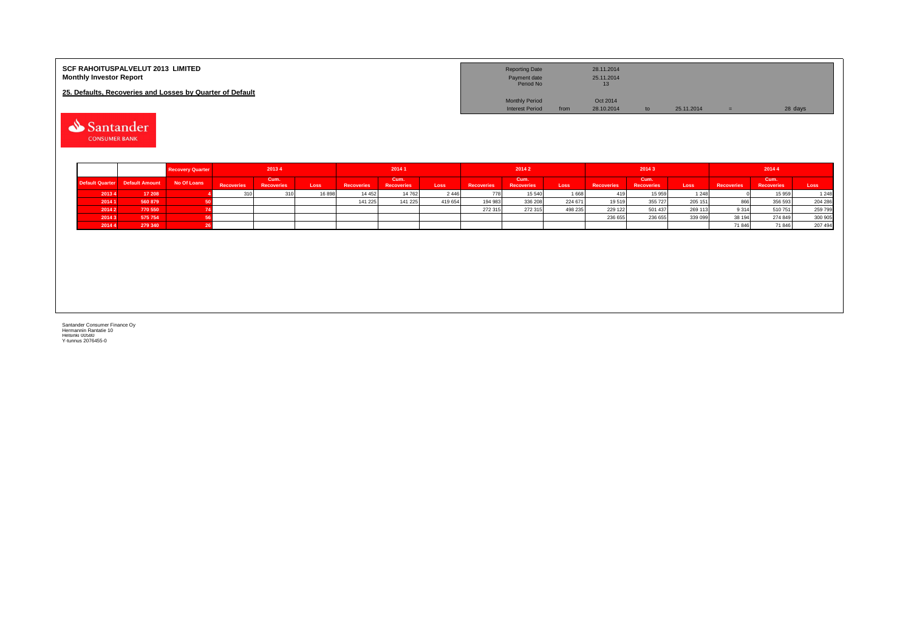**SCF RAHOITUSPALVELUT 2013 LIMITED**
**Monthly Investor Report**

**25. Defaults, Recoveries and Losses by Quarter of Default**

| Reporting Date | | 28.11.2014 | | | | |
|---|---|---|---|---|---|---|
| Payment date | | 25.11.2014 | | | | |
| Period No | | 13 | | | | |
| Monthly Period | | Oct 2014 | | | | |
| Interest Period | from | 28.10.2014 | to | 25.11.2014 | = | 28 days |

Santander CONSUMER BANK

| | | Recovery Quarter | 2013 4 | | | 2014 1 | | | 2014 2 | | | 2014 3 | | | 2014 4 | | |
|---|---|---|---|---|---|---|---|---|---|---|---|---|---|---|---|---|---|
| Default Quarter | Default Amount | No Of Loans | Recoveries | Cum. Recoveries | Loss | Recoveries | Cum. Recoveries | Loss | Recoveries | Cum. Recoveries | Loss | Recoveries | Cum. Recoveries | Loss | Recoveries | Cum. Recoveries | Loss |
| 2013 4 | 17 208 | 4 | 310 | 310 | 16 898 | 14 452 | 14 762 | 2 446 | 778 | 15 540 | 1 668 | 419 | 15 959 | 1 248 | 0 | 15 959 | 1 248 |
| 2014 1 | 560 879 | 50 | | | | 141 225 | 141 225 | 419 654 | 194 983 | 336 208 | 224 671 | 19 519 | 355 727 | 205 151 | 866 | 356 593 | 204 286 |
| 2014 2 | 770 550 | 74 | | | | | | | 272 315 | 272 315 | 498 235 | 229 122 | 501 437 | 269 113 | 9 314 | 510 751 | 259 799 |
| 2014 3 | 575 754 | 56 | | | | | | | | | | 236 655 | 236 655 | 339 099 | 38 194 | 274 849 | 300 905 |
| 2014 4 | 279 340 | 26 | | | | | | | | | | | | | 71 846 | 71 846 | 207 494 |

Santander Consumer Finance Oy
Hermannin Rantatie 10
Helsinki 00580
Y-tunnus 2076455-0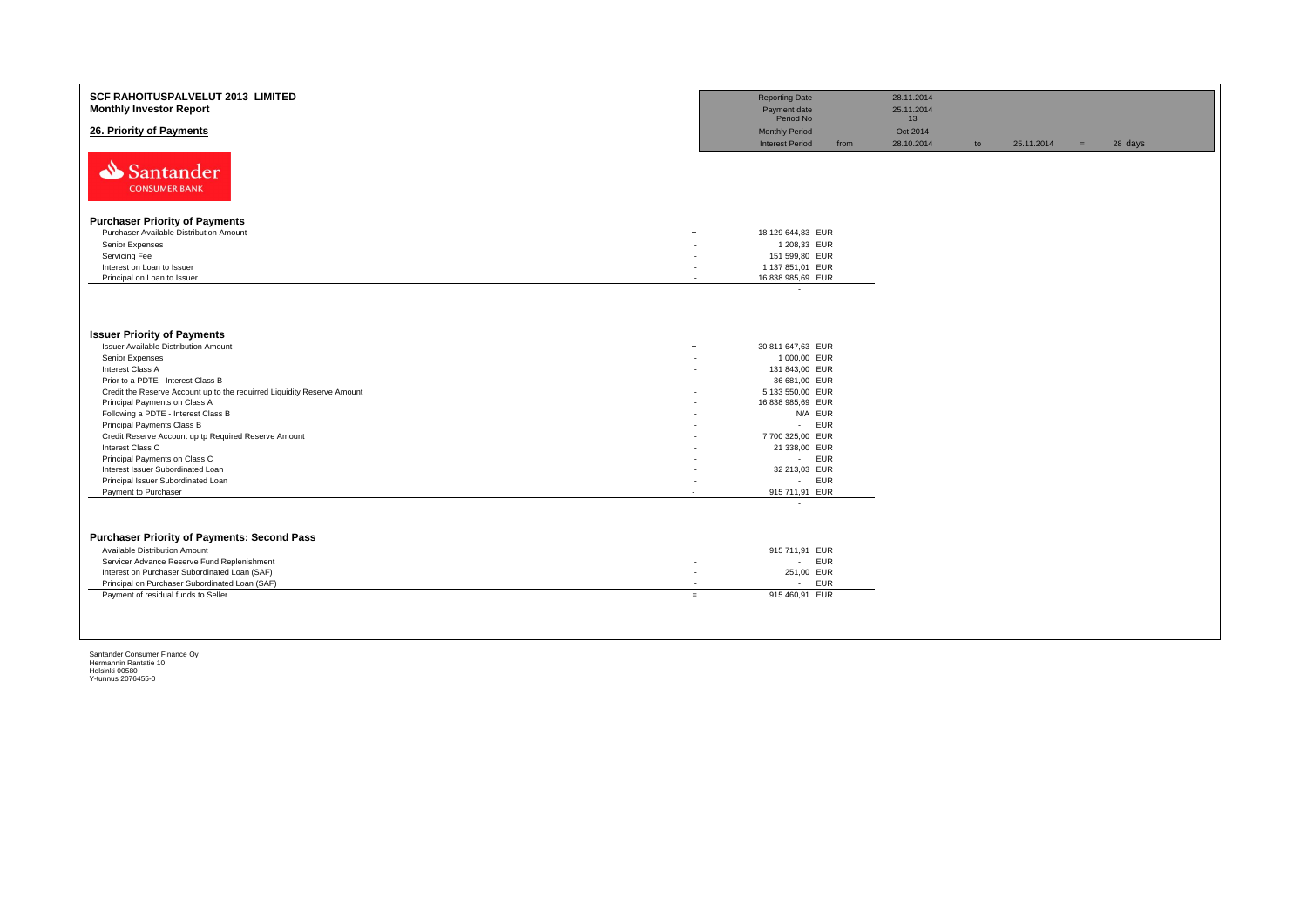# SCF RAHOITUSPALVELUT 2013 LIMITED

## Monthly Investor Report

## 26. Priority of Payments

| | | | | | | | |
|---|---|---|---|---|---|---|---|
| Reporting Date | | 28.11.2014 | | | | | |
| Payment date | | 25.11.2014 | | | | | |
| Period No | | 13 | | | | | |
| Monthly Period | | Oct 2014 | | | | | |
| Interest Period | from | 28.10.2014 | to | 25.11.2014 | = | 28 days | |

Santander CONSUMER BANK

### Purchaser Priority of Payments

| | | | |
|---|---|---|---|
| Purchaser Available Distribution Amount | + | 18 129 644,83 | EUR |
| Senior Expenses | - | 1 208,33 | EUR |
| Servicing Fee | - | 151 599,80 | EUR |
| Interest on Loan to Issuer | - | 1 137 851,01 | EUR |
| Principal on Loan to Issuer | - | 16 838 985,69 | EUR |
| | | - | |

### Issuer Priority of Payments

| | | | |
|---|---|---|---|
| Issuer Available Distribution Amount | + | 30 811 647,63 | EUR |
| Senior Expenses | - | 1 000,00 | EUR |
| Interest Class A | - | 131 843,00 | EUR |
| Prior to a PDTE - Interest Class B | - | 36 681,00 | EUR |
| Credit the Reserve Account up to the requirred Liquidity Reserve Amount | - | 5 133 550,00 | EUR |
| Principal Payments on Class A | - | 16 838 985,69 | EUR |
| Following a PDTE - Interest Class B | - | N/A | EUR |
| Principal Payments Class B | - | - | EUR |
| Credit Reserve Account up tp Required Reserve Amount | - | 7 700 325,00 | EUR |
| Interest Class C | - | 21 338,00 | EUR |
| Principal Payments on Class C | - | - | EUR |
| Interest Issuer Subordinated Loan | - | 32 213,03 | EUR |
| Principal Issuer Subordinated Loan | - | - | EUR |
| Payment to Purchaser | - | 915 711,91 | EUR |
| | | - | |

### Purchaser Priority of Payments: Second Pass

| | | | |
|---|---|---|---|
| Available Distribution Amount | + | 915 711,91 | EUR |
| Servicer Advance Reserve Fund Replenishment | - | - | EUR |
| Interest on Purchaser Subordinated Loan (SAF) | - | 251,00 | EUR |
| Principal on Purchaser Subordinated Loan (SAF) | - | - | EUR |
| Payment of residual funds to Seller | = | 915 460,91 | EUR |

Santander Consumer Finance Oy
Hermannin Rantatie 10
Helsinki 00580
Y-tunnus 2076455-0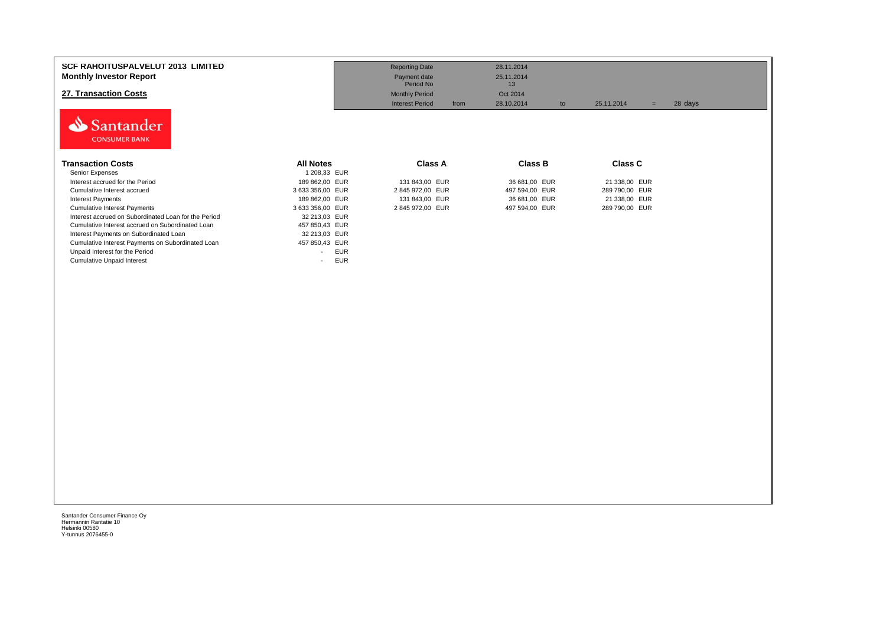**SCF RAHOITUSPALVELUT 2013 LIMITED**
**Monthly Investor Report**

## 27. Transaction Costs

| | | | | | | |
|---|---|---|---|---|---|---|
| Reporting Date | | 28.11.2014 | | | | |
| Payment date | | 25.11.2014 | | | | |
| Period No | | 13 | | | | |
| Monthly Period | | Oct 2014 | | | | |
| Interest Period | from | 28.10.2014 | to | 25.11.2014 | = | 28 days |

| Transaction Costs | All Notes | Class A | Class B | Class C |
|---|---|---|---|---|
| Senior Expenses | 1 208,33 EUR | | | |
| Interest accrued for the Period | 189 862,00 EUR | 131 843,00 EUR | 36 681,00 EUR | 21 338,00 EUR |
| Cumulative Interest accrued | 3 633 356,00 EUR | 2 845 972,00 EUR | 497 594,00 EUR | 289 790,00 EUR |
| Interest Payments | 189 862,00 EUR | 131 843,00 EUR | 36 681,00 EUR | 21 338,00 EUR |
| Cumulative Interest Payments | 3 633 356,00 EUR | 2 845 972,00 EUR | 497 594,00 EUR | 289 790,00 EUR |
| Interest accrued on Subordinated Loan for the Period | 32 213,03 EUR | | | |
| Cumulative Interest accrued on Subordinated Loan | 457 850,43 EUR | | | |
| Interest Payments on Subordinated Loan | 32 213,03 EUR | | | |
| Cumulative Interest Payments on Subordinated Loan | 457 850,43 EUR | | | |
| Unpaid Interest for the Period | - EUR | | | |
| Cumulative Unpaid Interest | - EUR | | | |

Santander Consumer Finance Oy
Hermannin Rantatie 10
Helsinki 00580
Y-tunnus 2076455-0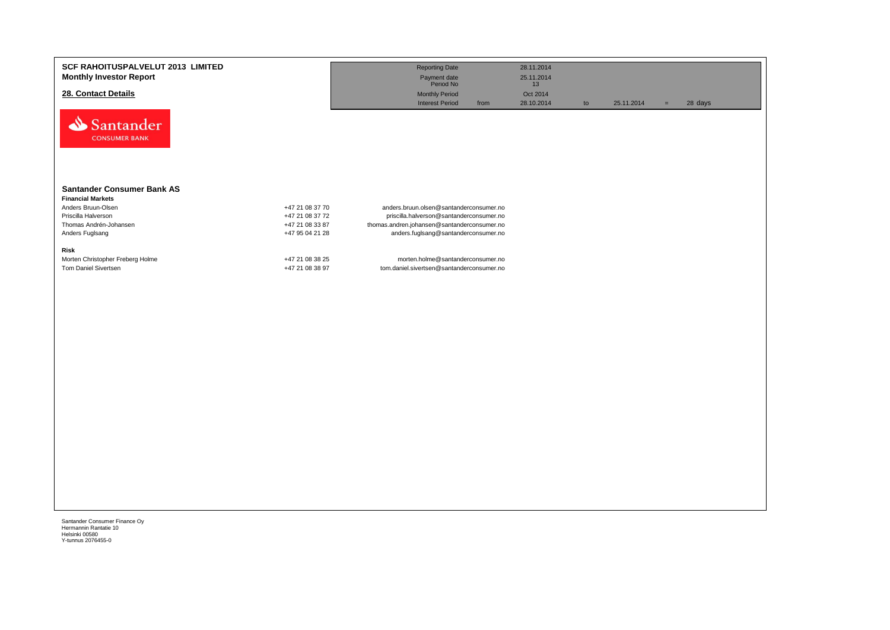**SCF RAHOITUSPALVELUT 2013 LIMITED**
**Monthly Investor Report**

## 28. Contact Details

| | | | | | | | |
|---|---|---|---|---|---|---|---|
| Reporting Date | | 28.11.2014 | | | | | |
| Payment date | | 25.11.2014 | | | | | |
| Period No | | 13 | | | | | |
| Monthly Period | | Oct 2014 | | | | | |
| Interest Period | from | 28.10.2014 | to | 25.11.2014 | = | 28 days | |

### Santander Consumer Bank AS

**Financial Markets**

| | | |
|---|---|---|
| Anders Bruun-Olsen | +47 21 08 37 70 | anders.bruun.olsen@santanderconsumer.no |
| Priscilla Halverson | +47 21 08 37 72 | priscilla.halverson@santanderconsumer.no |
| Thomas Andrén-Johansen | +47 21 08 33 87 | thomas.andren.johansen@santanderconsumer.no |
| Anders Fuglsang | +47 95 04 21 28 | anders.fuglsang@santanderconsumer.no |

**Risk**

| | | |
|---|---|---|
| Morten Christopher Freberg Holme | +47 21 08 38 25 | morten.holme@santanderconsumer.no |
| Tom Daniel Sivertsen | +47 21 08 38 97 | tom.daniel.sivertsen@santanderconsumer.no |

Santander Consumer Finance Oy
Hermannin Rantatie 10
Helsinki 00580
Y-tunnus 2076455-0